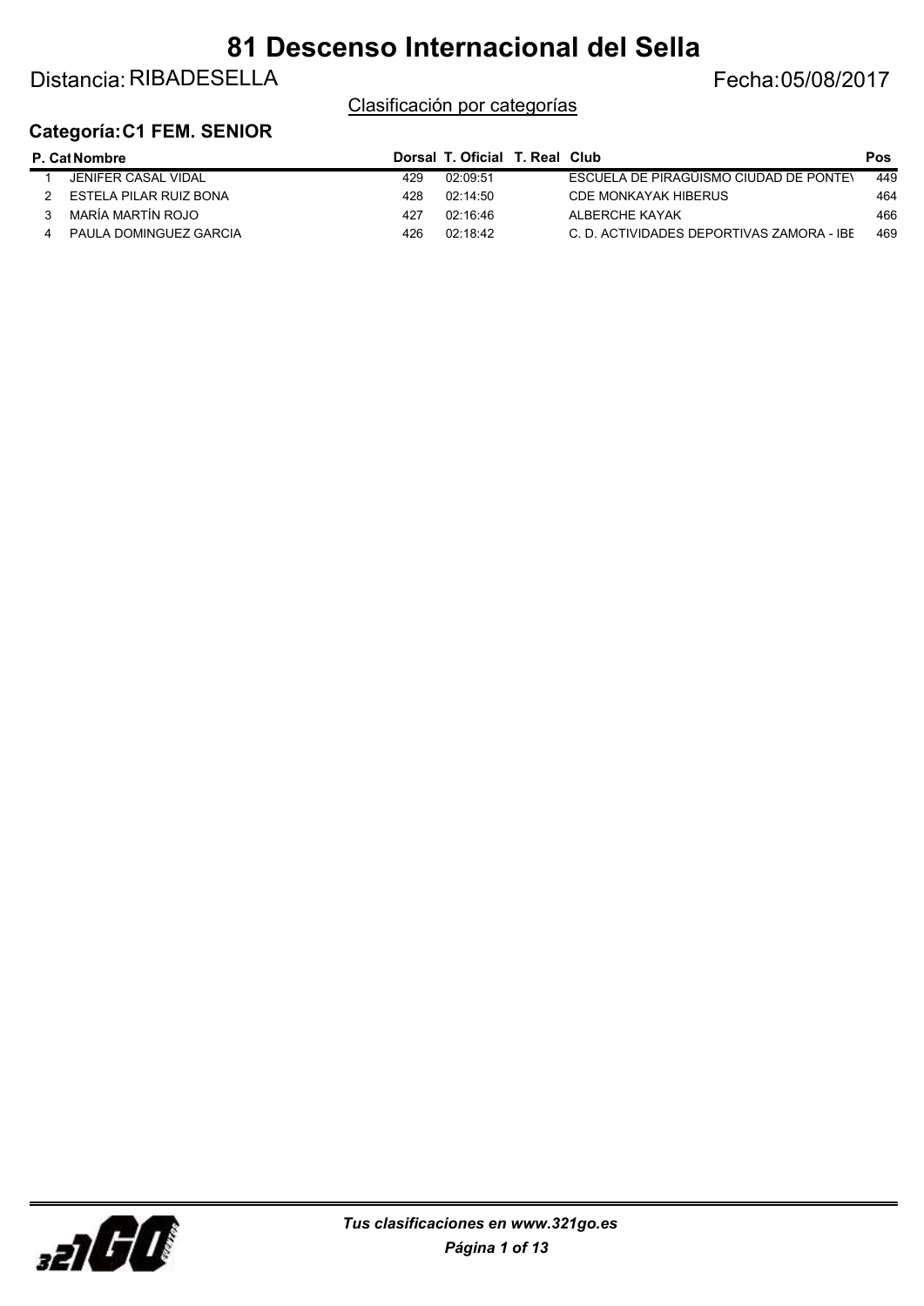# 81 Descenso Internacional del Sella

Distancia: RIBADESELLA

Fecha:05/08/2017

Clasificación por categorías

### Categoría: C1 FEM. SENIOR

| P. Cat | Nombre | Dorsal | T. Oficial | T. Real | Club | Pos |
|---|---|---|---|---|---|---|
| 1 | JENIFER CASAL VIDAL | 429 | 02:09:51 | | ESCUELA DE PIRAGÜISMO CIUDAD DE PONTE\ | 449 |
| 2 | ESTELA PILAR RUIZ BONA | 428 | 02:14:50 | | CDE MONKAYAK HIBERUS | 464 |
| 3 | MARÍA MARTÍN ROJO | 427 | 02:16:46 | | ALBERCHE KAYAK | 466 |
| 4 | PAULA DOMINGUEZ GARCIA | 426 | 02:18:42 | | C. D. ACTIVIDADES DEPORTIVAS ZAMORA - IBE | 469 |

*Tus clasificaciones en www.321go.es*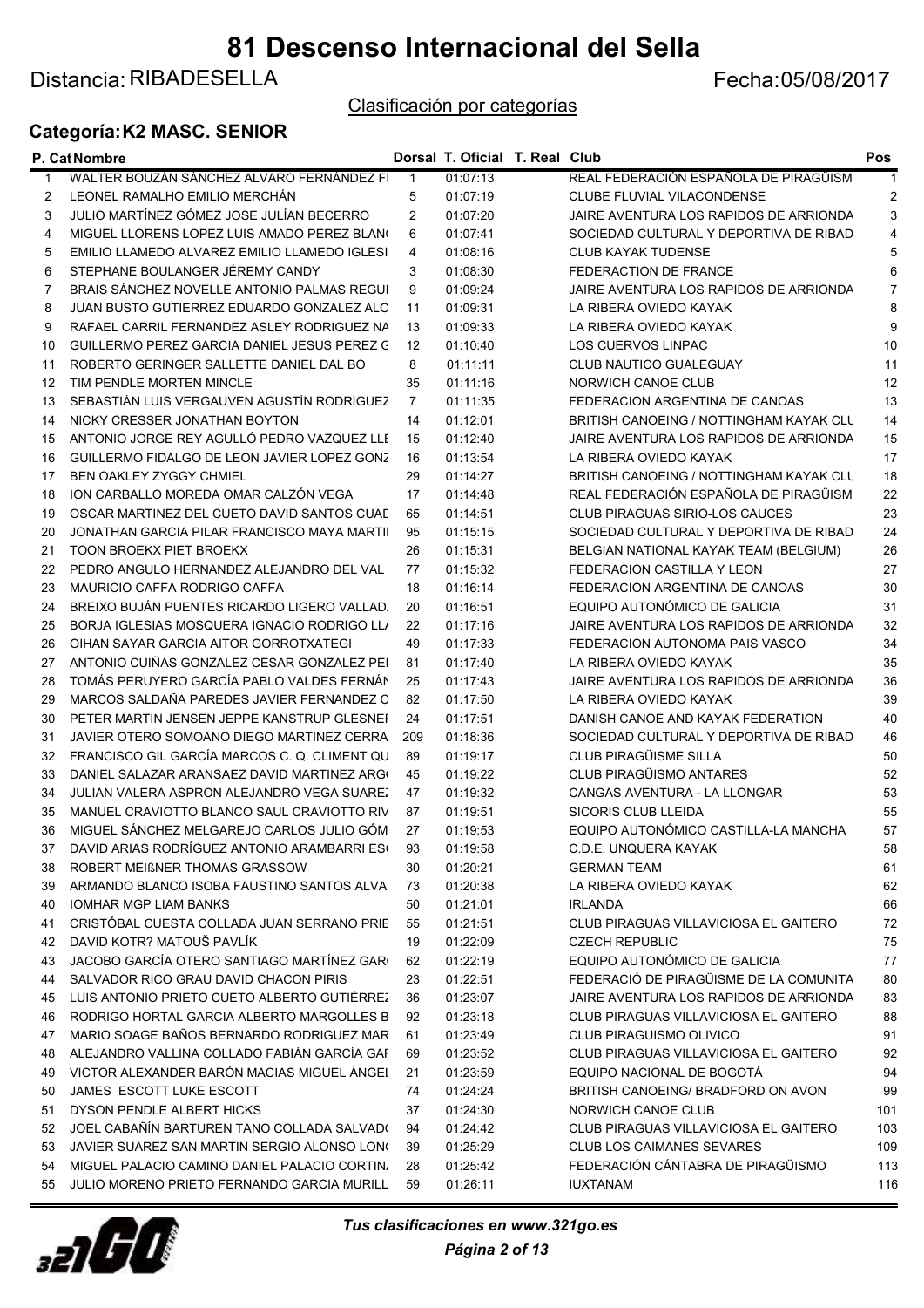# 81 Descenso Internacional del Sella

Distancia: RIBADESELLA

Fecha:05/08/2017

Clasificación por categorías

## Categoría: K2 MASC. SENIOR

| P. Cat | Nombre | Dorsal | T. Oficial | T. Real | Club | Pos |
|---|---|---|---|---|---|---|
| 1 | WALTER BOUZÁN SÁNCHEZ ALVARO FERNÁNDEZ FI | 1 | 01:07:13 | | REAL FEDERACIÓN ESPAÑOLA DE PIRAGÜISM | 1 |
| 2 | LEONEL RAMALHO EMILIO MERCHÁN | 5 | 01:07:19 | | CLUBE FLUVIAL VILACONDENSE | 2 |
| 3 | JULIO MARTÍNEZ GÓMEZ JOSE JULÍAN BECERRO | 2 | 01:07:20 | | JAIRE AVENTURA LOS RAPIDOS DE ARRIONDA | 3 |
| 4 | MIGUEL LLORENS LOPEZ LUIS AMADO PEREZ BLAN( | 6 | 01:07:41 | | SOCIEDAD CULTURAL Y DEPORTIVA DE RIBAD | 4 |
| 5 | EMILIO LLAMEDO ALVAREZ EMILIO LLAMEDO IGLESI | 4 | 01:08:16 | | CLUB KAYAK TUDENSE | 5 |
| 6 | STEPHANE BOULANGER JÉREMY CANDY | 3 | 01:08:30 | | FEDERACTION DE FRANCE | 6 |
| 7 | BRAIS SÁNCHEZ NOVELLE ANTONIO PALMAS REGUI | 9 | 01:09:24 | | JAIRE AVENTURA LOS RAPIDOS DE ARRIONDA | 7 |
| 8 | JUAN BUSTO GUTIERREZ EDUARDO GONZALEZ ALC | 11 | 01:09:31 | | LA RIBERA OVIEDO KAYAK | 8 |
| 9 | RAFAEL CARRIL FERNANDEZ ASLEY RODRIGUEZ NA | 13 | 01:09:33 | | LA RIBERA OVIEDO KAYAK | 9 |
| 10 | GUILLERMO PEREZ GARCIA DANIEL JESUS PEREZ G | 12 | 01:10:40 | | LOS CUERVOS LINPAC | 10 |
| 11 | ROBERTO GERINGER SALLETTE DANIEL DAL BO | 8 | 01:11:11 | | CLUB NAUTICO GUALEGUAY | 11 |
| 12 | TIM PENDLE MORTEN MINCLE | 35 | 01:11:16 | | NORWICH CANOE CLUB | 12 |
| 13 | SEBASTIÁN LUIS VERGAUVEN AGUSTÍN RODRÍGUEZ | 7 | 01:11:35 | | FEDERACION ARGENTINA DE CANOAS | 13 |
| 14 | NICKY CRESSER JONATHAN BOYTON | 14 | 01:12:01 | | BRITISH CANOEING / NOTTINGHAM KAYAK CLU | 14 |
| 15 | ANTONIO JORGE REY AGULLÓ PEDRO VAZQUEZ LLI | 15 | 01:12:40 | | JAIRE AVENTURA LOS RAPIDOS DE ARRIONDA | 15 |
| 16 | GUILLERMO FIDALGO DE LEON JAVIER LOPEZ GONZ | 16 | 01:13:54 | | LA RIBERA OVIEDO KAYAK | 17 |
| 17 | BEN OAKLEY ZYGGY CHMIEL | 29 | 01:14:27 | | BRITISH CANOEING / NOTTINGHAM KAYAK CLU | 18 |
| 18 | ION CARBALLO MOREDA OMAR CALZÓN VEGA | 17 | 01:14:48 | | REAL FEDERACIÓN ESPAÑOLA DE PIRAGÜISM | 22 |
| 19 | OSCAR MARTINEZ DEL CUETO DAVID SANTOS CUAD | 65 | 01:14:51 | | CLUB PIRAGUAS SIRIO-LOS CAUCES | 23 |
| 20 | JONATHAN GARCIA PILAR FRANCISCO MAYA MARTI | 95 | 01:15:15 | | SOCIEDAD CULTURAL Y DEPORTIVA DE RIBAD | 24 |
| 21 | TOON BROEKX PIET BROEKX | 26 | 01:15:31 | | BELGIAN NATIONAL KAYAK TEAM (BELGIUM) | 26 |
| 22 | PEDRO ANGULO HERNANDEZ ALEJANDRO DEL VAL | 77 | 01:15:32 | | FEDERACION CASTILLA Y LEON | 27 |
| 23 | MAURICIO CAFFA RODRIGO CAFFA | 18 | 01:16:14 | | FEDERACION ARGENTINA DE CANOAS | 30 |
| 24 | BREIXO BUJÁN PUENTES RICARDO LIGERO VALLAD | 20 | 01:16:51 | | EQUIPO AUTONÓMICO DE GALICIA | 31 |
| 25 | BORJA IGLESIAS MOSQUERA IGNACIO RODRIGO LL | 22 | 01:17:16 | | JAIRE AVENTURA LOS RAPIDOS DE ARRIONDA | 32 |
| 26 | OIHAN SAYAR GARCIA AITOR GORROTXATEGI | 49 | 01:17:33 | | FEDERACION AUTONOMA PAIS VASCO | 34 |
| 27 | ANTONIO CUIÑAS GONZALEZ CESAR GONZALEZ PEI | 81 | 01:17:40 | | LA RIBERA OVIEDO KAYAK | 35 |
| 28 | TOMÁS PERUYERO GARCÍA PABLO VALDES FERNÁN | 25 | 01:17:43 | | JAIRE AVENTURA LOS RAPIDOS DE ARRIONDA | 36 |
| 29 | MARCOS SALDAÑA PAREDES JAVIER FERNANDEZ C | 82 | 01:17:50 | | LA RIBERA OVIEDO KAYAK | 39 |
| 30 | PETER MARTIN JENSEN JEPPE KANSTRUP GLESNEI | 24 | 01:17:51 | | DANISH CANOE AND KAYAK FEDERATION | 40 |
| 31 | JAVIER OTERO SOMOANO DIEGO MARTINEZ CERRA | 209 | 01:18:36 | | SOCIEDAD CULTURAL Y DEPORTIVA DE RIBAD | 46 |
| 32 | FRANCISCO GIL GARCÍA MARCOS C. Q. CLIMENT QU | 89 | 01:19:17 | | CLUB PIRAGÜISME SILLA | 50 |
| 33 | DANIEL SALAZAR ARANSAEZ DAVID MARTINEZ ARG | 45 | 01:19:22 | | CLUB PIRAGÜISMO ANTARES | 52 |
| 34 | JULIAN VALERA ASPRON ALEJANDRO VEGA SUAREZ | 47 | 01:19:32 | | CANGAS AVENTURA - LA LLONGAR | 53 |
| 35 | MANUEL CRAVIOTTO BLANCO SAUL CRAVIOTTO RIV | 87 | 01:19:51 | | SICORIS CLUB LLEIDA | 55 |
| 36 | MIGUEL SÁNCHEZ MELGAREJO CARLOS JULIO GÓM | 27 | 01:19:53 | | EQUIPO AUTONÓMICO CASTILLA-LA MANCHA | 57 |
| 37 | DAVID ARIAS RODRÍGUEZ ANTONIO ARAMBARRI ES | 93 | 01:19:58 | | C.D.E. UNQUERA KAYAK | 58 |
| 38 | ROBERT MEIßNER THOMAS GRASSOW | 30 | 01:20:21 | | GERMAN TEAM | 61 |
| 39 | ARMANDO BLANCO ISOBA FAUSTINO SANTOS ALVA | 73 | 01:20:38 | | LA RIBERA OVIEDO KAYAK | 62 |
| 40 | IOMHAR MGP LIAM BANKS | 50 | 01:21:01 | | IRLANDA | 66 |
| 41 | CRISTÓBAL CUESTA COLLADA JUAN SERRANO PRIE | 55 | 01:21:51 | | CLUB PIRAGUAS VILLAVICIOSA EL GAITERO | 72 |
| 42 | DAVID KOTR? MATOUŠ PAVLÍK | 19 | 01:22:09 | | CZECH REPUBLIC | 75 |
| 43 | JACOBO GARCÍA OTERO SANTIAGO MARTÍNEZ GAR | 62 | 01:22:19 | | EQUIPO AUTONÓMICO DE GALICIA | 77 |
| 44 | SALVADOR RICO GRAU DAVID CHACON PIRIS | 23 | 01:22:51 | | FEDERACIÓ DE PIRAGÜISME DE LA COMUNITA | 80 |
| 45 | LUIS ANTONIO PRIETO CUETO ALBERTO GUTIÉRREZ | 36 | 01:23:07 | | JAIRE AVENTURA LOS RAPIDOS DE ARRIONDA | 83 |
| 46 | RODRIGO HORTAL GARCIA ALBERTO MARGOLLES B | 92 | 01:23:18 | | CLUB PIRAGUAS VILLAVICIOSA EL GAITERO | 88 |
| 47 | MARIO SOAGE BAÑOS BERNARDO RODRIGUEZ MAR | 61 | 01:23:49 | | CLUB PIRAGUISMO OLIVICO | 91 |
| 48 | ALEJANDRO VALLINA COLLADO FABIÁN GARCÍA GAI | 69 | 01:23:52 | | CLUB PIRAGUAS VILLAVICIOSA EL GAITERO | 92 |
| 49 | VICTOR ALEXANDER BARÓN MACIAS MIGUEL ÁNGEI | 21 | 01:23:59 | | EQUIPO NACIONAL DE BOGOTÁ | 94 |
| 50 | JAMES ESCOTT LUKE ESCOTT | 74 | 01:24:24 | | BRITISH CANOEING/ BRADFORD ON AVON | 99 |
| 51 | DYSON PENDLE ALBERT HICKS | 37 | 01:24:30 | | NORWICH CANOE CLUB | 101 |
| 52 | JOEL CABAÑÍN BARTUREN TANO COLLADA SALVAD( | 94 | 01:24:42 | | CLUB PIRAGUAS VILLAVICIOSA EL GAITERO | 103 |
| 53 | JAVIER SUAREZ SAN MARTIN SERGIO ALONSO LON( | 39 | 01:25:29 | | CLUB LOS CAIMANES SEVARES | 109 |
| 54 | MIGUEL PALACIO CAMINO DANIEL PALACIO CORTIN | 28 | 01:25:42 | | FEDERACIÓN CÁNTABRA DE PIRAGÜISMO | 113 |
| 55 | JULIO MORENO PRIETO FERNANDO GARCIA MURILL | 59 | 01:26:11 | | IUXTANAM | 116 |

*Tus clasificaciones en www.321go.es*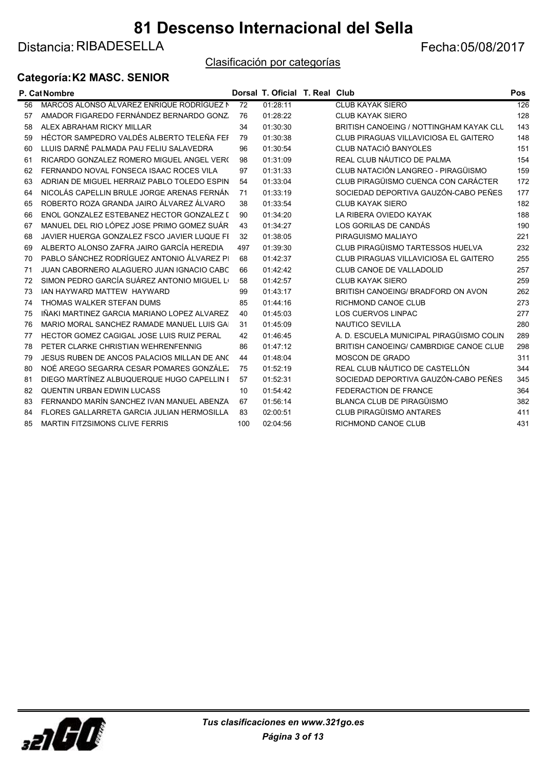# 81 Descenso Internacional del Sella

Distancia: RIBADESELLA

Fecha:05/08/2017

Clasificación por categorías

## Categoría: K2 MASC. SENIOR

| P. Cat | Nombre | Dorsal | T. Oficial | T. Real | Club | Pos |
|---|---|---|---|---|---|---|
| 56 | MARCOS ALONSO ÁLVAREZ ENRIQUE RODRÍGUEZ N | 72 | 01:28:11 | | CLUB KAYAK SIERO | 126 |
| 57 | AMADOR FIGAREDO FERNÁNDEZ BERNARDO GONZ. | 76 | 01:28:22 | | CLUB KAYAK SIERO | 128 |
| 58 | ALEX ABRAHAM RICKY MILLAR | 34 | 01:30:30 | | BRITISH CANOEING / NOTTINGHAM KAYAK CLU | 143 |
| 59 | HÉCTOR SAMPEDRO VALDÉS ALBERTO TELEÑA FEI | 79 | 01:30:38 | | CLUB PIRAGUAS VILLAVICIOSA EL GAITERO | 148 |
| 60 | LLUIS DARNÉ PALMADA PAU FELIU SALAVEDRA | 96 | 01:30:54 | | CLUB NATACIÓ BANYOLES | 151 |
| 61 | RICARDO GONZALEZ ROMERO MIGUEL ANGEL VER( | 98 | 01:31:09 | | REAL CLUB NÁUTICO DE PALMA | 154 |
| 62 | FERNANDO NOVAL FONSECA ISAAC ROCES VILA | 97 | 01:31:33 | | CLUB NATACIÓN LANGREO - PIRAGÜISMO | 159 |
| 63 | ADRIAN DE MIGUEL HERRAIZ PABLO TOLEDO ESPIN | 54 | 01:33:04 | | CLUB PIRAGÜISMO CUENCA CON CARÁCTER | 172 |
| 64 | NICOLÁS CAPELLIN BRULE JORGE ARENAS FERNÁN | 71 | 01:33:19 | | SOCIEDAD DEPORTIVA GAUZÓN-CABO PEÑES | 177 |
| 65 | ROBERTO ROZA GRANDA JAIRO ÁLVAREZ ÁLVARO | 38 | 01:33:54 | | CLUB KAYAK SIERO | 182 |
| 66 | ENOL GONZALEZ ESTEBANEZ HECTOR GONZALEZ I | 90 | 01:34:20 | | LA RIBERA OVIEDO KAYAK | 188 |
| 67 | MANUEL DEL RIO LÓPEZ JOSE PRIMO GOMEZ SUÁR | 43 | 01:34:27 | | LOS GORILAS DE CANDÁS | 190 |
| 68 | JAVIER HUERGA GONZALEZ FSCO JAVIER LUQUE FI | 32 | 01:38:05 | | PIRAGUISMO MALIAYO | 221 |
| 69 | ALBERTO ALONSO ZAFRA JAIRO GARCÍA HEREDIA | 497 | 01:39:30 | | CLUB PIRAGÜISMO TARTESSOS HUELVA | 232 |
| 70 | PABLO SÁNCHEZ RODRÍGUEZ ANTONIO ÁLVAREZ PI | 68 | 01:42:37 | | CLUB PIRAGUAS VILLAVICIOSA EL GAITERO | 255 |
| 71 | JUAN CABORNERO ALAGUERO JUAN IGNACIO CABC | 66 | 01:42:42 | | CLUB CANOE DE VALLADOLID | 257 |
| 72 | SIMON PEDRO GARCÍA SUÁREZ ANTONIO MIGUEL L | 58 | 01:42:57 | | CLUB KAYAK SIERO | 259 |
| 73 | IAN HAYWARD MATTEW HAYWARD | 99 | 01:43:17 | | BRITISH CANOEING/ BRADFORD ON AVON | 262 |
| 74 | THOMAS WALKER STEFAN DUMS | 85 | 01:44:16 | | RICHMOND CANOE CLUB | 273 |
| 75 | IÑAKI MARTINEZ GARCIA MARIANO LOPEZ ALVAREZ | 40 | 01:45:03 | | LOS CUERVOS LINPAC | 277 |
| 76 | MARIO MORAL SANCHEZ RAMADE MANUEL LUIS GA | 31 | 01:45:09 | | NAUTICO SEVILLA | 280 |
| 77 | HECTOR GOMEZ CAGIGAL JOSE LUIS RUIZ PERAL | 42 | 01:46:45 | | A. D. ESCUELA MUNICIPAL PIRAGÜISMO COLIN | 289 |
| 78 | PETER CLARKE CHRISTIAN WEHRENFENNIG | 86 | 01:47:12 | | BRITISH CANOEING/ CAMBRDIGE CANOE CLUB | 298 |
| 79 | JESUS RUBEN DE ANCOS PALACIOS MILLAN DE ANC | 44 | 01:48:04 | | MOSCON DE GRADO | 311 |
| 80 | NOÉ AREGO SEGARRA CESAR POMARES GONZÁLE: | 75 | 01:52:19 | | REAL CLUB NÁUTICO DE CASTELLÓN | 344 |
| 81 | DIEGO MARTÍNEZ ALBUQUERQUE HUGO CAPELLIN I | 57 | 01:52:31 | | SOCIEDAD DEPORTIVA GAUZÓN-CABO PEÑES | 345 |
| 82 | QUENTIN URBAN EDWIN LUCASS | 10 | 01:54:42 | | FEDERACTION DE FRANCE | 364 |
| 83 | FERNANDO MARÍN SANCHEZ IVAN MANUEL ABENZA | 67 | 01:56:14 | | BLANCA CLUB DE PIRAGÜISMO | 382 |
| 84 | FLORES GALLARRETA GARCIA JULIAN HERMOSILLA | 83 | 02:00:51 | | CLUB PIRAGÜISMO ANTARES | 411 |
| 85 | MARTIN FITZSIMONS CLIVE FERRIS | 100 | 02:04:56 | | RICHMOND CANOE CLUB | 431 |

*Tus clasificaciones en www.321go.es*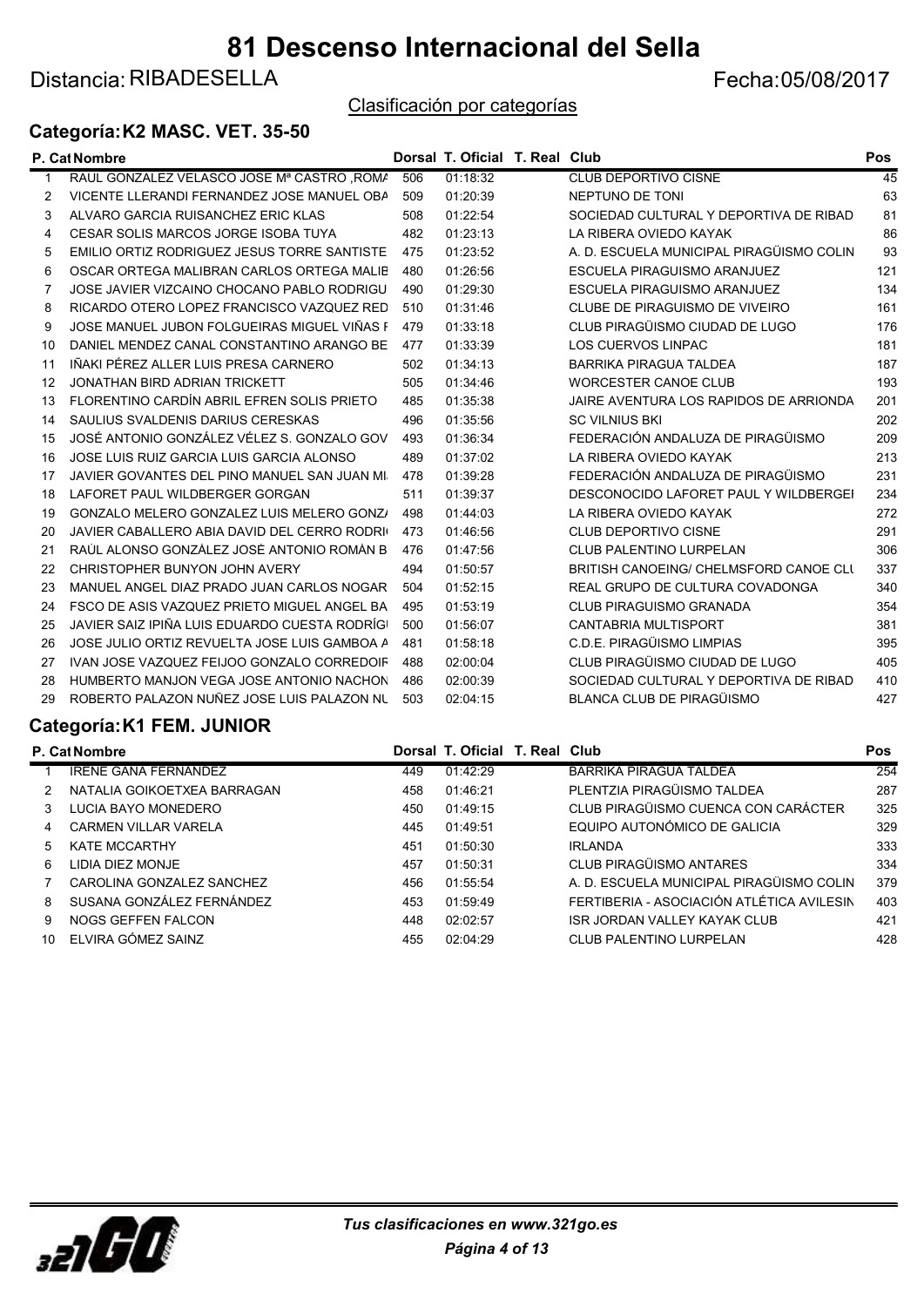# 81 Descenso Internacional del Sella

Distancia: RIBADESELLA

Fecha:05/08/2017

Clasificación por categorías

## Categoría: K2 MASC. VET. 35-50

| P. Cat | Nombre | Dorsal | T. Oficial | T. Real | Club | Pos |
|---|---|---|---|---|---|---|
| 1 | RAUL GONZALEZ VELASCO JOSE Mª CASTRO ,ROMA | 506 | 01:18:32 | | CLUB DEPORTIVO CISNE | 45 |
| 2 | VICENTE LLERANDI FERNANDEZ JOSE MANUEL OBA | 509 | 01:20:39 | | NEPTUNO DE TONI | 63 |
| 3 | ALVARO GARCIA RUISANCHEZ ERIC KLAS | 508 | 01:22:54 | | SOCIEDAD CULTURAL Y DEPORTIVA DE RIBAD | 81 |
| 4 | CESAR SOLIS MARCOS JORGE ISOBA TUYA | 482 | 01:23:13 | | LA RIBERA OVIEDO KAYAK | 86 |
| 5 | EMILIO ORTIZ RODRIGUEZ JESUS TORRE SANTISTE | 475 | 01:23:52 | | A. D. ESCUELA MUNICIPAL PIRAGÜISMO COLIN | 93 |
| 6 | OSCAR ORTEGA MALIBRAN CARLOS ORTEGA MALIB | 480 | 01:26:56 | | ESCUELA PIRAGUISMO ARANJUEZ | 121 |
| 7 | JOSE JAVIER VIZCAINO CHOCANO PABLO RODRIGU | 490 | 01:29:30 | | ESCUELA PIRAGUISMO ARANJUEZ | 134 |
| 8 | RICARDO OTERO LOPEZ FRANCISCO VAZQUEZ RED | 510 | 01:31:46 | | CLUBE DE PIRAGUISMO DE VIVEIRO | 161 |
| 9 | JOSE MANUEL JUBON FOLGUEIRAS MIGUEL VIÑAS F | 479 | 01:33:18 | | CLUB PIRAGÜISMO CIUDAD DE LUGO | 176 |
| 10 | DANIEL MENDEZ CANAL CONSTANTINO ARANGO BE | 477 | 01:33:39 | | LOS CUERVOS LINPAC | 181 |
| 11 | IÑAKI PÉREZ ALLER LUIS PRESA CARNERO | 502 | 01:34:13 | | BARRIKA PIRAGUA TALDEA | 187 |
| 12 | JONATHAN BIRD ADRIAN TRICKETT | 505 | 01:34:46 | | WORCESTER CANOE CLUB | 193 |
| 13 | FLORENTINO CARDÍN ABRIL EFREN SOLIS PRIETO | 485 | 01:35:38 | | JAIRE AVENTURA LOS RAPIDOS DE ARRIONDA | 201 |
| 14 | SAULIUS SVALDENIS DARIUS CERESKAS | 496 | 01:35:56 | | SC VILNIUS BKI | 202 |
| 15 | JOSÉ ANTONIO GONZÁLEZ VÉLEZ S. GONZALO GOV | 493 | 01:36:34 | | FEDERACIÓN ANDALUZA DE PIRAGÜISMO | 209 |
| 16 | JOSE LUIS RUIZ GARCIA LUIS GARCIA ALONSO | 489 | 01:37:02 | | LA RIBERA OVIEDO KAYAK | 213 |
| 17 | JAVIER GOVANTES DEL PINO MANUEL SAN JUAN MI | 478 | 01:39:28 | | FEDERACIÓN ANDALUZA DE PIRAGÜISMO | 231 |
| 18 | LAFORET PAUL WILDBERGER GORGAN | 511 | 01:39:37 | | DESCONOCIDO LAFORET PAUL Y WILDBERGEI | 234 |
| 19 | GONZALO MELERO GONZALEZ LUIS MELERO GONZ/ | 498 | 01:44:03 | | LA RIBERA OVIEDO KAYAK | 272 |
| 20 | JAVIER CABALLERO ABIA DAVID DEL CERRO RODRI | 473 | 01:46:56 | | CLUB DEPORTIVO CISNE | 291 |
| 21 | RAÚL ALONSO GONZÁLEZ JOSÉ ANTONIO ROMÁN B | 476 | 01:47:56 | | CLUB PALENTINO LURPELAN | 306 |
| 22 | CHRISTOPHER BUNYON JOHN AVERY | 494 | 01:50:57 | | BRITISH CANOEING/ CHELMSFORD CANOE CLU | 337 |
| 23 | MANUEL ANGEL DIAZ PRADO JUAN CARLOS NOGAR | 504 | 01:52:15 | | REAL GRUPO DE CULTURA COVADONGA | 340 |
| 24 | FSCO DE ASIS VAZQUEZ PRIETO MIGUEL ANGEL BA | 495 | 01:53:19 | | CLUB PIRAGUISMO GRANADA | 354 |
| 25 | JAVIER SAIZ IPIÑA LUIS EDUARDO CUESTA RODRÍG | 500 | 01:56:07 | | CANTABRIA MULTISPORT | 381 |
| 26 | JOSE JULIO ORTIZ REVUELTA JOSE LUIS GAMBOA A | 481 | 01:58:18 | | C.D.E. PIRAGÜISMO LIMPIAS | 395 |
| 27 | IVAN JOSE VAZQUEZ FEIJOO GONZALO CORREDOIF | 488 | 02:00:04 | | CLUB PIRAGÜISMO CIUDAD DE LUGO | 405 |
| 28 | HUMBERTO MANJON VEGA JOSE ANTONIO NACHON | 486 | 02:00:39 | | SOCIEDAD CULTURAL Y DEPORTIVA DE RIBAD | 410 |
| 29 | ROBERTO PALAZON NUÑEZ JOSE LUIS PALAZON NU | 503 | 02:04:15 | | BLANCA CLUB DE PIRAGÜISMO | 427 |

## Categoría: K1 FEM. JUNIOR

| P. Cat | Nombre | Dorsal | T. Oficial | T. Real | Club | Pos |
|---|---|---|---|---|---|---|
| 1 | IRENE GAÑA FERNÁNDEZ | 449 | 01:42:29 | | BARRIKA PIRAGUA TALDEA | 254 |
| 2 | NATALIA GOIKOETXEA BARRAGAN | 458 | 01:46:21 | | PLENTZIA PIRAGÜISMO TALDEA | 287 |
| 3 | LUCIA BAYO MONEDERO | 450 | 01:49:15 | | CLUB PIRAGÜISMO CUENCA CON CARÁCTER | 325 |
| 4 | CARMEN VILLAR VARELA | 445 | 01:49:51 | | EQUIPO AUTONÓMICO DE GALICIA | 329 |
| 5 | KATE MCCARTHY | 451 | 01:50:30 | | IRLANDA | 333 |
| 6 | LIDIA DIEZ MONJE | 457 | 01:50:31 | | CLUB PIRAGÜISMO ANTARES | 334 |
| 7 | CAROLINA GONZALEZ SANCHEZ | 456 | 01:55:54 | | A. D. ESCUELA MUNICIPAL PIRAGÜISMO COLIN | 379 |
| 8 | SUSANA GONZÁLEZ FERNÁNDEZ | 453 | 01:59:49 | | FERTIBERIA - ASOCIACIÓN ATLÉTICA AVILESIN | 403 |
| 9 | NOGS GEFFEN FALCON | 448 | 02:02:57 | | ISR JORDAN VALLEY KAYAK CLUB | 421 |
| 10 | ELVIRA GÓMEZ SAINZ | 455 | 02:04:29 | | CLUB PALENTINO LURPELAN | 428 |

*Tus clasificaciones en www.321go.es*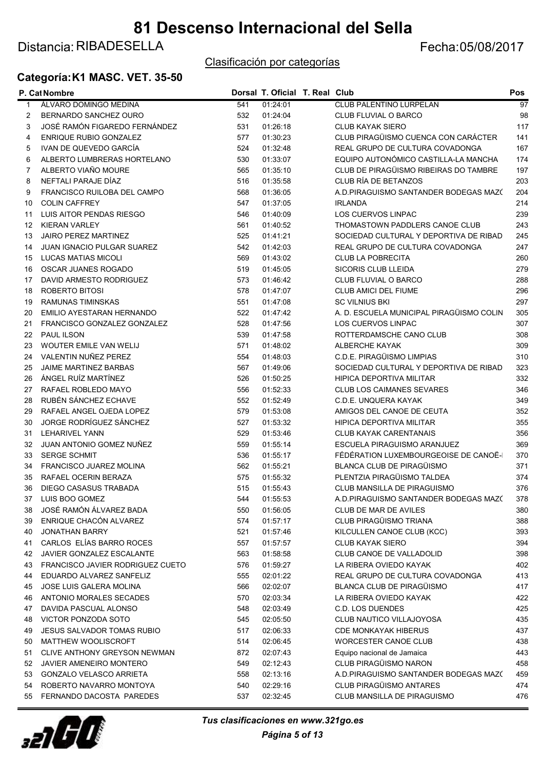# 81 Descenso Internacional del Sella

Distancia: RIBADESELLA

Fecha:05/08/2017

Clasificación por categorías

## Categoría: K1 MASC. VET. 35-50

| P. Cat | Nombre | Dorsal | T. Oficial | T. Real | Club | Pos |
|---|---|---|---|---|---|---|
| 1 | ÁLVARO DOMINGO MEDINA | 541 | 01:24:01 | | CLUB PALENTINO LURPELAN | 97 |
| 2 | BERNARDO SANCHEZ OURO | 532 | 01:24:04 | | CLUB FLUVIAL O BARCO | 98 |
| 3 | JOSÉ RAMÓN FIGAREDO FERNÁNDEZ | 531 | 01:26:18 | | CLUB KAYAK SIERO | 117 |
| 4 | ENRIQUE RUBIO GONZALEZ | 577 | 01:30:23 | | CLUB PIRAGÜISMO CUENCA CON CARÁCTER | 141 |
| 5 | IVAN DE QUEVEDO GARCÍA | 524 | 01:32:48 | | REAL GRUPO DE CULTURA COVADONGA | 167 |
| 6 | ALBERTO LUMBRERAS HORTELANO | 530 | 01:33:07 | | EQUIPO AUTONÓMICO CASTILLA-LA MANCHA | 174 |
| 7 | ALBERTO VIAÑO MOURE | 565 | 01:35:10 | | CLUB DE PIRAGÜISMO RIBEIRAS DO TAMBRE | 197 |
| 8 | NEFTALI PARAJE DÍAZ | 516 | 01:35:58 | | CLUB RÍA DE BETANZOS | 203 |
| 9 | FRANCISCO RUILOBA DEL CAMPO | 568 | 01:36:05 | | A.D.PIRAGUISMO SANTANDER BODEGAS MAZ( | 204 |
| 10 | COLIN CAFFREY | 547 | 01:37:05 | | IRLANDA | 214 |
| 11 | LUIS AITOR PENDAS RIESGO | 546 | 01:40:09 | | LOS CUERVOS LINPAC | 239 |
| 12 | KIERAN VARLEY | 561 | 01:40:52 | | THOMASTOWN PADDLERS CANOE CLUB | 243 |
| 13 | JAIRO PEREZ MARTINEZ | 525 | 01:41:21 | | SOCIEDAD CULTURAL Y DEPORTIVA DE RIBAD | 245 |
| 14 | JUAN IGNACIO PULGAR SUAREZ | 542 | 01:42:03 | | REAL GRUPO DE CULTURA COVADONGA | 247 |
| 15 | LUCAS MATIAS MICOLI | 569 | 01:43:02 | | CLUB LA POBRECITA | 260 |
| 16 | OSCAR JUANES ROGADO | 519 | 01:45:05 | | SICORIS CLUB LLEIDA | 279 |
| 17 | DAVID ARMESTO RODRIGUEZ | 573 | 01:46:42 | | CLUB FLUVIAL O BARCO | 288 |
| 18 | ROBERTO BITOSI | 578 | 01:47:07 | | CLUB AMICI DEL FIUME | 296 |
| 19 | RAMUNAS TIMINSKAS | 551 | 01:47:08 | | SC VILNIUS BKI | 297 |
| 20 | EMILIO AYESTARAN HERNANDO | 522 | 01:47:42 | | A. D. ESCUELA MUNICIPAL PIRAGÜISMO COLIN | 305 |
| 21 | FRANCISCO GONZALEZ GONZALEZ | 528 | 01:47:56 | | LOS CUERVOS LINPAC | 307 |
| 22 | PAUL ILSON | 539 | 01:47:58 | | ROTTERDAMSCHE CANO CLUB | 308 |
| 23 | WOUTER EMILE VAN WELIJ | 571 | 01:48:02 | | ALBERCHE KAYAK | 309 |
| 24 | VALENTIN NUÑEZ PEREZ | 554 | 01:48:03 | | C.D.E. PIRAGÜISMO LIMPIAS | 310 |
| 25 | JAIME MARTINEZ BARBAS | 567 | 01:49:06 | | SOCIEDAD CULTURAL Y DEPORTIVA DE RIBAD | 323 |
| 26 | ÁNGEL RUÍZ MARTÍNEZ | 526 | 01:50:25 | | HIPICA DEPORTIVA MILITAR | 332 |
| 27 | RAFAEL ROBLEDO MAYO | 556 | 01:52:33 | | CLUB LOS CAIMANES SEVARES | 346 |
| 28 | RUBÉN SÁNCHEZ ECHAVE | 552 | 01:52:49 | | C.D.E. UNQUERA KAYAK | 349 |
| 29 | RAFAEL ANGEL OJEDA LOPEZ | 579 | 01:53:08 | | AMIGOS DEL CANOE DE CEUTA | 352 |
| 30 | JORGE RODRÍGUEZ SÁNCHEZ | 527 | 01:53:32 | | HIPICA DEPORTIVA MILITAR | 355 |
| 31 | LEHARIVEL YANN | 529 | 01:53:46 | | CLUB KAYAK CARENTANAIS | 356 |
| 32 | JUAN ANTONIO GOMEZ NUÑEZ | 559 | 01:55:14 | | ESCUELA PIRAGUISMO ARANJUEZ | 369 |
| 33 | SERGE SCHMIT | 536 | 01:55:17 | | FÉDÉRATION LUXEMBOURGEOISE DE CANOË-l | 370 |
| 34 | FRANCISCO JUAREZ MOLINA | 562 | 01:55:21 | | BLANCA CLUB DE PIRAGÜISMO | 371 |
| 35 | RAFAEL OCERIN BERAZA | 575 | 01:55:32 | | PLENTZIA PIRAGÜISMO TALDEA | 374 |
| 36 | DIEGO CASASUS TRABADA | 515 | 01:55:43 | | CLUB MANSILLA DE PIRAGUISMO | 376 |
| 37 | LUIS BOO GOMEZ | 544 | 01:55:53 | | A.D.PIRAGUISMO SANTANDER BODEGAS MAZ( | 378 |
| 38 | JOSÉ RAMÓN ÁLVAREZ BADA | 550 | 01:56:05 | | CLUB DE MAR DE AVILES | 380 |
| 39 | ENRIQUE CHACÓN ALVAREZ | 574 | 01:57:17 | | CLUB PIRAGÜISMO TRIANA | 388 |
| 40 | JONATHAN BARRY | 521 | 01:57:46 | | KILCULLEN CANOE CLUB (KCC) | 393 |
| 41 | CARLOS ELÍAS BARRO ROCES | 557 | 01:57:57 | | CLUB KAYAK SIERO | 394 |
| 42 | JAVIER GONZALEZ ESCALANTE | 563 | 01:58:58 | | CLUB CANOE DE VALLADOLID | 398 |
| 43 | FRANCISCO JAVIER RODRIGUEZ CUETO | 576 | 01:59:27 | | LA RIBERA OVIEDO KAYAK | 402 |
| 44 | EDUARDO ALVAREZ SANFELIZ | 555 | 02:01:22 | | REAL GRUPO DE CULTURA COVADONGA | 413 |
| 45 | JOSE LUIS GALERA MOLINA | 566 | 02:02:07 | | BLANCA CLUB DE PIRAGÜISMO | 417 |
| 46 | ANTONIO MORALES SECADES | 570 | 02:03:34 | | LA RIBERA OVIEDO KAYAK | 422 |
| 47 | DAVIDA PASCUAL ALONSO | 548 | 02:03:49 | | C.D. LOS DUENDES | 425 |
| 48 | VICTOR PONZODA SOTO | 545 | 02:05:50 | | CLUB NAUTICO VILLAJOYOSA | 435 |
| 49 | JESUS SALVADOR TOMAS RUBIO | 517 | 02:06:33 | | CDE MONKAYAK HIBERUS | 437 |
| 50 | MATTHEW WOOLISCROFT | 514 | 02:06:45 | | WORCESTER CANOE CLUB | 438 |
| 51 | CLIVE ANTHONY GREYSON NEWMAN | 872 | 02:07:43 | | Equipo nacional de Jamaica | 443 |
| 52 | JAVIER AMENEIRO MONTERO | 549 | 02:12:43 | | CLUB PIRAGÜISMO NARON | 458 |
| 53 | GONZALO VELASCO ARRIETA | 558 | 02:13:16 | | A.D.PIRAGUISMO SANTANDER BODEGAS MAZ( | 459 |
| 54 | ROBERTO NAVARRO MONTOYA | 540 | 02:29:16 | | CLUB PIRAGÜISMO ANTARES | 474 |
| 55 | FERNANDO DACOSTA PAREDES | 537 | 02:32:45 | | CLUB MANSILLA DE PIRAGUISMO | 476 |

*Tus clasificaciones en www.321go.es*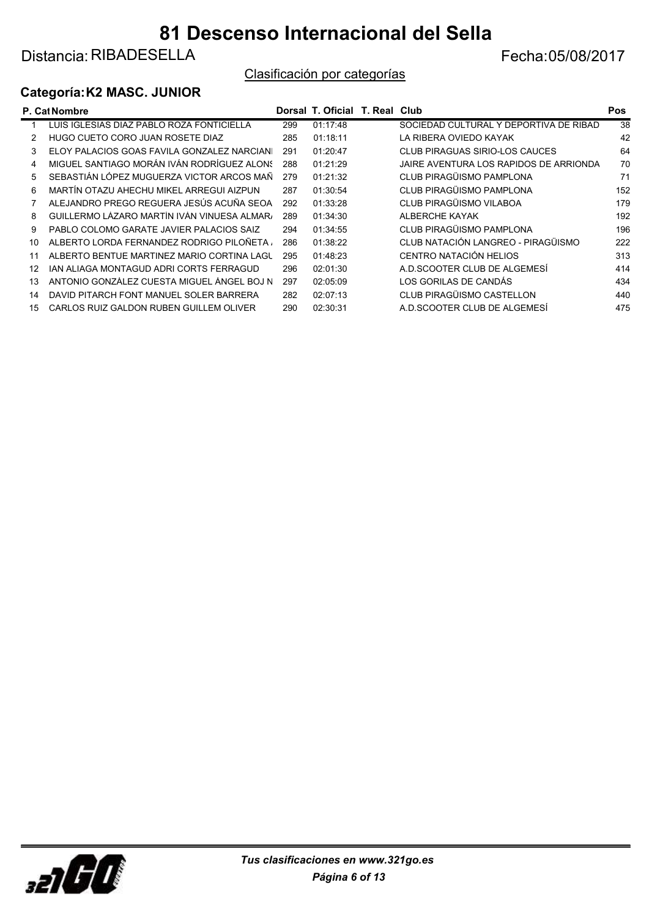# 81 Descenso Internacional del Sella

Distancia: RIBADESELLA

Fecha:05/08/2017

Clasificación por categorías

## Categoría: K2 MASC. JUNIOR

| P. Cat | Nombre | Dorsal | T. Oficial | T. Real | Club | Pos |
|---|---|---|---|---|---|---|
| 1 | LUIS IGLESIAS DIAZ PABLO ROZA FONTICIELLA | 299 | 01:17:48 | | SOCIEDAD CULTURAL Y DEPORTIVA DE RIBAD | 38 |
| 2 | HUGO CUETO CORO JUAN ROSETE DIAZ | 285 | 01:18:11 | | LA RIBERA OVIEDO KAYAK | 42 |
| 3 | ELOY PALACIOS GOAS FAVILA GONZALEZ NARCIANI | 291 | 01:20:47 | | CLUB PIRAGUAS SIRIO-LOS CAUCES | 64 |
| 4 | MIGUEL SANTIAGO MORÁN IVÁN RODRÍGUEZ ALONS | 288 | 01:21:29 | | JAIRE AVENTURA LOS RAPIDOS DE ARRIONDA | 70 |
| 5 | SEBASTIÁN LÓPEZ MUGUERZA VICTOR ARCOS MAÑ | 279 | 01:21:32 | | CLUB PIRAGÜISMO PAMPLONA | 71 |
| 6 | MARTÍN OTAZU AHECHU MIKEL ARREGUI AIZPUN | 287 | 01:30:54 | | CLUB PIRAGÜISMO PAMPLONA | 152 |
| 7 | ALEJANDRO PREGO REGUERA JESÚS ACUÑA SEOA | 292 | 01:33:28 | | CLUB PIRAGÜISMO VILABOA | 179 |
| 8 | GUILLERMO LÀZARO MARTÌN IVÀN VINUESA ALMAR | 289 | 01:34:30 | | ALBERCHE KAYAK | 192 |
| 9 | PABLO COLOMO GARATE JAVIER PALACIOS SAIZ | 294 | 01:34:55 | | CLUB PIRAGÜISMO PAMPLONA | 196 |
| 10 | ALBERTO LORDA FERNANDEZ RODRIGO PILOÑETA | 286 | 01:38:22 | | CLUB NATACIÓN LANGREO - PIRAGÜISMO | 222 |
| 11 | ALBERTO BENTUE MARTINEZ MARIO CORTINA LAGU | 295 | 01:48:23 | | CENTRO NATACIÓN HELIOS | 313 |
| 12 | IAN ALIAGA MONTAGUD ADRI CORTS FERRAGUD | 296 | 02:01:30 | | A.D.SCOOTER CLUB DE ALGEMESÍ | 414 |
| 13 | ANTONIO GONZÁLEZ CUESTA MIGUEL ÁNGEL BOJ N | 297 | 02:05:09 | | LOS GORILAS DE CANDÁS | 434 |
| 14 | DAVID PITARCH FONT MANUEL SOLER BARRERA | 282 | 02:07:13 | | CLUB PIRAGÜISMO CASTELLON | 440 |
| 15 | CARLOS RUIZ GALDON RUBEN GUILLEM OLIVER | 290 | 02:30:31 | | A.D.SCOOTER CLUB DE ALGEMESÍ | 475 |

*Tus clasificaciones en www.321go.es*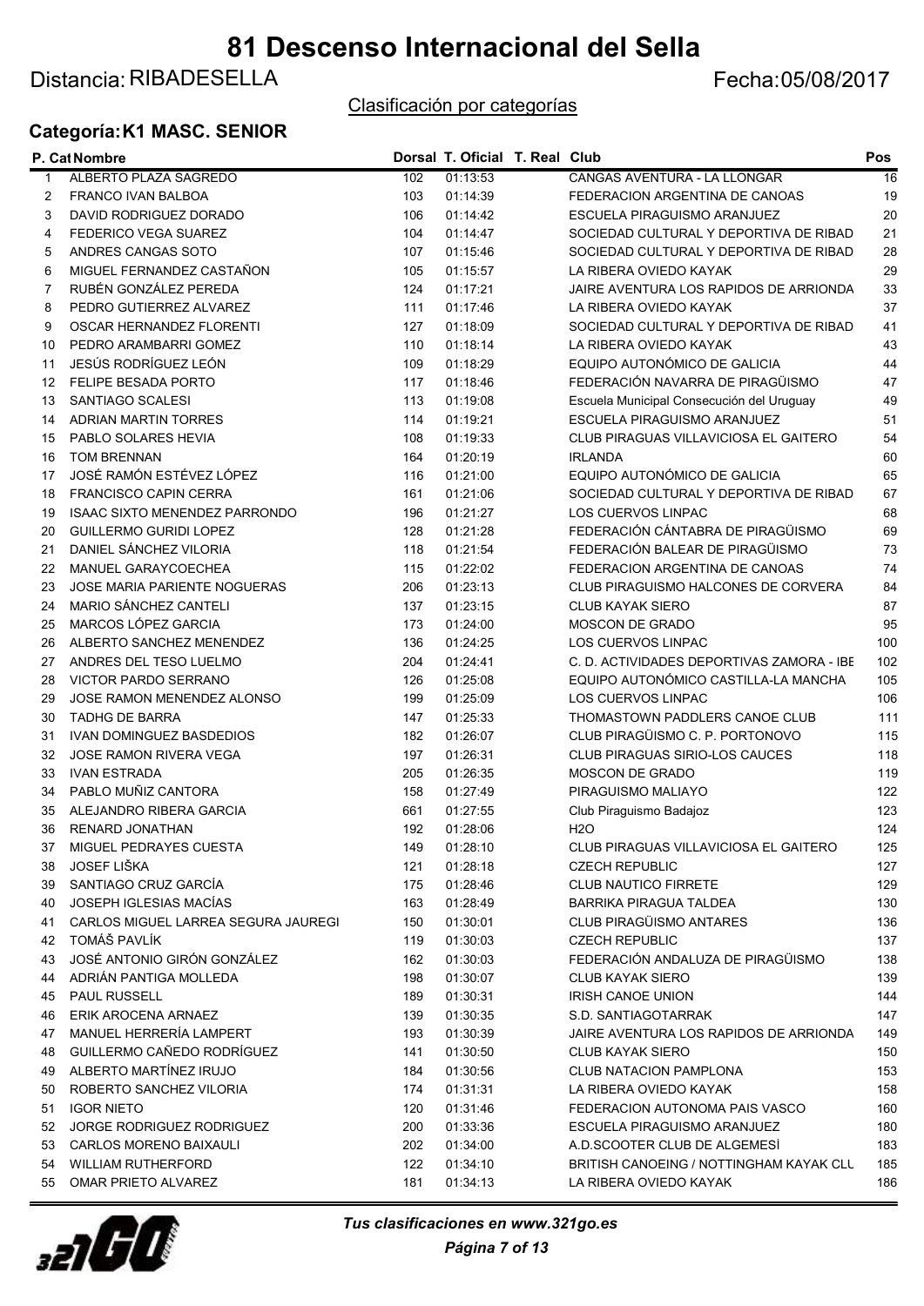# 81 Descenso Internacional del Sella

Distancia: RIBADESELLA

Fecha:05/08/2017

Clasificación por categorías

## Categoría: K1 MASC. SENIOR

| P. Cat | Nombre | Dorsal | T. Oficial | T. Real | Club | Pos |
|---|---|---|---|---|---|---|
| 1 | ALBERTO PLAZA SAGREDO | 102 | 01:13:53 | | CANGAS AVENTURA - LA LLONGAR | 16 |
| 2 | FRANCO IVAN BALBOA | 103 | 01:14:39 | | FEDERACION ARGENTINA DE CANOAS | 19 |
| 3 | DAVID RODRIGUEZ DORADO | 106 | 01:14:42 | | ESCUELA PIRAGUISMO ARANJUEZ | 20 |
| 4 | FEDERICO VEGA SUAREZ | 104 | 01:14:47 | | SOCIEDAD CULTURAL Y DEPORTIVA DE RIBAD | 21 |
| 5 | ANDRES CANGAS SOTO | 107 | 01:15:46 | | SOCIEDAD CULTURAL Y DEPORTIVA DE RIBAD | 28 |
| 6 | MIGUEL FERNANDEZ CASTAÑON | 105 | 01:15:57 | | LA RIBERA OVIEDO KAYAK | 29 |
| 7 | RUBÉN GONZÁLEZ PEREDA | 124 | 01:17:21 | | JAIRE AVENTURA LOS RAPIDOS DE ARRIONDA | 33 |
| 8 | PEDRO GUTIERREZ ALVAREZ | 111 | 01:17:46 | | LA RIBERA OVIEDO KAYAK | 37 |
| 9 | OSCAR HERNANDEZ FLORENTI | 127 | 01:18:09 | | SOCIEDAD CULTURAL Y DEPORTIVA DE RIBAD | 41 |
| 10 | PEDRO ARAMBARRI GOMEZ | 110 | 01:18:14 | | LA RIBERA OVIEDO KAYAK | 43 |
| 11 | JESÚS RODRÍGUEZ LEÓN | 109 | 01:18:29 | | EQUIPO AUTONÓMICO DE GALICIA | 44 |
| 12 | FELIPE BESADA PORTO | 117 | 01:18:46 | | FEDERACIÓN NAVARRA DE PIRAGÜISMO | 47 |
| 13 | SANTIAGO SCALESI | 113 | 01:19:08 | | Escuela Municipal Consecución del Uruguay | 49 |
| 14 | ADRIAN MARTIN TORRES | 114 | 01:19:21 | | ESCUELA PIRAGUISMO ARANJUEZ | 51 |
| 15 | PABLO SOLARES HEVIA | 108 | 01:19:33 | | CLUB PIRAGUAS VILLAVICIOSA EL GAITERO | 54 |
| 16 | TOM BRENNAN | 164 | 01:20:19 | | IRLANDA | 60 |
| 17 | JOSÉ RAMÓN ESTÉVEZ LÓPEZ | 116 | 01:21:00 | | EQUIPO AUTONÓMICO DE GALICIA | 65 |
| 18 | FRANCISCO CAPIN CERRA | 161 | 01:21:06 | | SOCIEDAD CULTURAL Y DEPORTIVA DE RIBAD | 67 |
| 19 | ISAAC SIXTO MENENDEZ PARRONDO | 196 | 01:21:27 | | LOS CUERVOS LINPAC | 68 |
| 20 | GUILLERMO GURIDI LOPEZ | 128 | 01:21:28 | | FEDERACIÓN CÁNTABRA DE PIRAGÜISMO | 69 |
| 21 | DANIEL SÁNCHEZ VILORIA | 118 | 01:21:54 | | FEDERACIÓN BALEAR DE PIRAGÜISMO | 73 |
| 22 | MANUEL GARAYCOECHEA | 115 | 01:22:02 | | FEDERACION ARGENTINA DE CANOAS | 74 |
| 23 | JOSE MARIA PARIENTE NOGUERAS | 206 | 01:23:13 | | CLUB PIRAGUISMO HALCONES DE CORVERA | 84 |
| 24 | MARIO SÁNCHEZ CANTELI | 137 | 01:23:15 | | CLUB KAYAK SIERO | 87 |
| 25 | MARCOS LÓPEZ GARCIA | 173 | 01:24:00 | | MOSCON DE GRADO | 95 |
| 26 | ALBERTO SANCHEZ MENENDEZ | 136 | 01:24:25 | | LOS CUERVOS LINPAC | 100 |
| 27 | ANDRES DEL TESO LUELMO | 204 | 01:24:41 | | C. D. ACTIVIDADES DEPORTIVAS ZAMORA - IBE | 102 |
| 28 | VICTOR PARDO SERRANO | 126 | 01:25:08 | | EQUIPO AUTONÓMICO CASTILLA-LA MANCHA | 105 |
| 29 | JOSE RAMON MENENDEZ ALONSO | 199 | 01:25:09 | | LOS CUERVOS LINPAC | 106 |
| 30 | TADHG DE BARRA | 147 | 01:25:33 | | THOMASTOWN PADDLERS CANOE CLUB | 111 |
| 31 | IVAN DOMINGUEZ BASDEDIOS | 182 | 01:26:07 | | CLUB PIRAGÜISMO C. P. PORTONOVO | 115 |
| 32 | JOSE RAMON RIVERA VEGA | 197 | 01:26:31 | | CLUB PIRAGUAS SIRIO-LOS CAUCES | 118 |
| 33 | IVAN ESTRADA | 205 | 01:26:35 | | MOSCON DE GRADO | 119 |
| 34 | PABLO MUÑIZ CANTORA | 158 | 01:27:49 | | PIRAGUISMO MALIAYO | 122 |
| 35 | ALEJANDRO RIBERA GARCIA | 661 | 01:27:55 | | Club Piraguismo Badajoz | 123 |
| 36 | RENARD JONATHAN | 192 | 01:28:06 | | H2O | 124 |
| 37 | MIGUEL PEDRAYES CUESTA | 149 | 01:28:10 | | CLUB PIRAGUAS VILLAVICIOSA EL GAITERO | 125 |
| 38 | JOSEF LIŠKA | 121 | 01:28:18 | | CZECH REPUBLIC | 127 |
| 39 | SANTIAGO CRUZ GARCÍA | 175 | 01:28:46 | | CLUB NAUTICO FIRRETE | 129 |
| 40 | JOSEPH IGLESIAS MACÍAS | 163 | 01:28:49 | | BARRIKA PIRAGUA TALDEA | 130 |
| 41 | CARLOS MIGUEL LARREA SEGURA JAUREGI | 150 | 01:30:01 | | CLUB PIRAGÜISMO ANTARES | 136 |
| 42 | TOMÁŠ PAVLÍK | 119 | 01:30:03 | | CZECH REPUBLIC | 137 |
| 43 | JOSÉ ANTONIO GIRÓN GONZÁLEZ | 162 | 01:30:03 | | FEDERACIÓN ANDALUZA DE PIRAGÜISMO | 138 |
| 44 | ADRIÁN PANTIGA MOLLEDA | 198 | 01:30:07 | | CLUB KAYAK SIERO | 139 |
| 45 | PAUL RUSSELL | 189 | 01:30:31 | | IRISH CANOE UNION | 144 |
| 46 | ERIK AROCENA ARNAEZ | 139 | 01:30:35 | | S.D. SANTIAGOTARRAK | 147 |
| 47 | MANUEL HERRERÍA LAMPERT | 193 | 01:30:39 | | JAIRE AVENTURA LOS RAPIDOS DE ARRIONDA | 149 |
| 48 | GUILLERMO CAÑEDO RODRÍGUEZ | 141 | 01:30:50 | | CLUB KAYAK SIERO | 150 |
| 49 | ALBERTO MARTÍNEZ IRUJO | 184 | 01:30:56 | | CLUB NATACION PAMPLONA | 153 |
| 50 | ROBERTO SANCHEZ VILORIA | 174 | 01:31:31 | | LA RIBERA OVIEDO KAYAK | 158 |
| 51 | IGOR NIETO | 120 | 01:31:46 | | FEDERACION AUTONOMA PAIS VASCO | 160 |
| 52 | JORGE RODRIGUEZ RODRIGUEZ | 200 | 01:33:36 | | ESCUELA PIRAGUISMO ARANJUEZ | 180 |
| 53 | CARLOS MORENO BAIXAULI | 202 | 01:34:00 | | A.D.SCOOTER CLUB DE ALGEMESÍ | 183 |
| 54 | WILLIAM RUTHERFORD | 122 | 01:34:10 | | BRITISH CANOEING / NOTTINGHAM KAYAK CLU | 185 |
| 55 | OMAR PRIETO ALVAREZ | 181 | 01:34:13 | | LA RIBERA OVIEDO KAYAK | 186 |

*Tus clasificaciones en www.321go.es*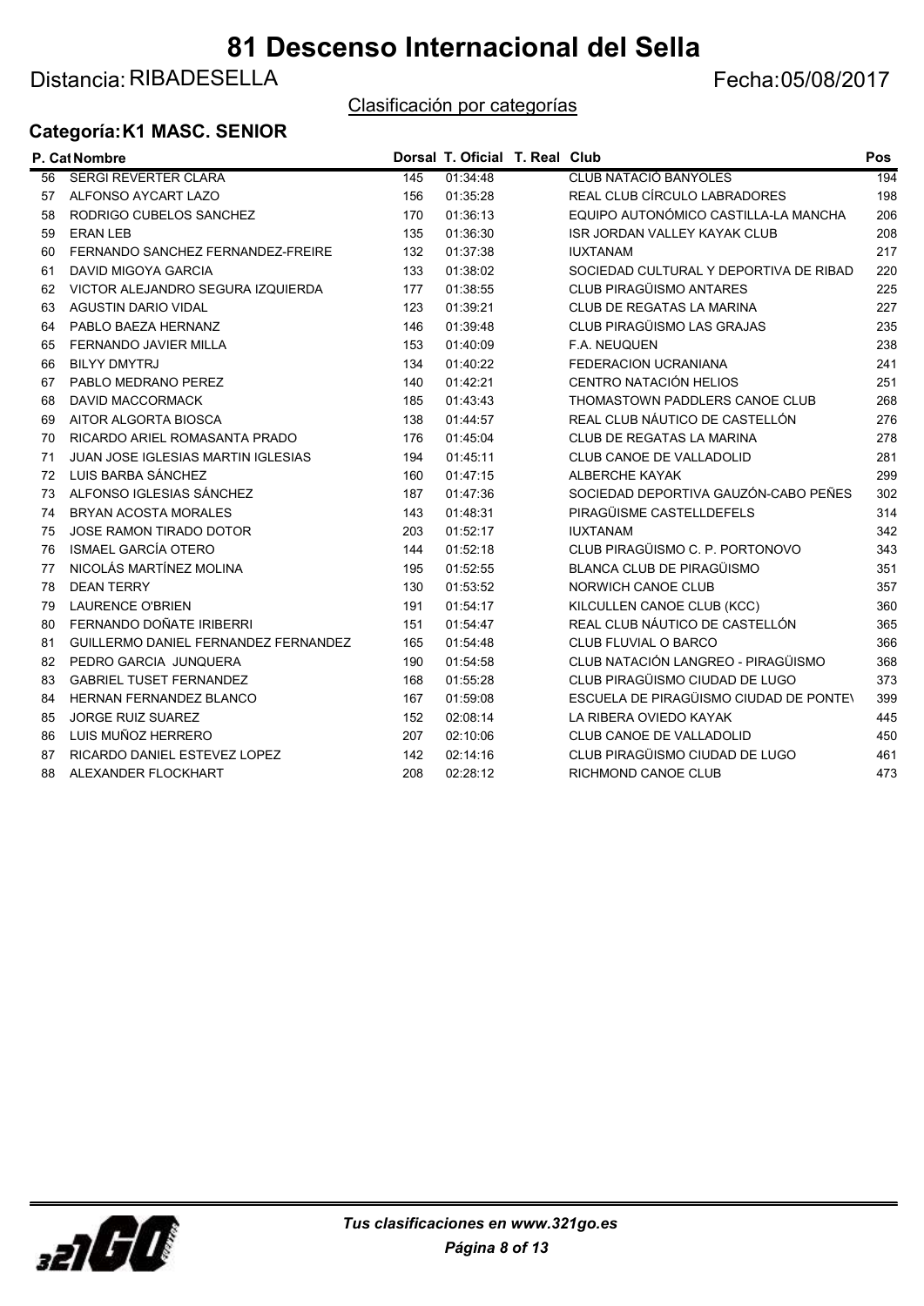# 81 Descenso Internacional del Sella

Distancia: RIBADESELLA

Fecha:05/08/2017

Clasificación por categorías

## Categoría: K1 MASC. SENIOR

| P. Cat | Nombre | Dorsal | T. Oficial | T. Real | Club | Pos |
|---|---|---|---|---|---|---|
| 56 | SERGI REVERTER CLARA | 145 | 01:34:48 | | CLUB NATACIÓ BANYOLES | 194 |
| 57 | ALFONSO AYCART LAZO | 156 | 01:35:28 | | REAL CLUB CÍRCULO LABRADORES | 198 |
| 58 | RODRIGO CUBELOS SANCHEZ | 170 | 01:36:13 | | EQUIPO AUTONÓMICO CASTILLA-LA MANCHA | 206 |
| 59 | ERAN LEB | 135 | 01:36:30 | | ISR JORDAN VALLEY KAYAK CLUB | 208 |
| 60 | FERNANDO SANCHEZ FERNANDEZ-FREIRE | 132 | 01:37:38 | | IUXTANAM | 217 |
| 61 | DAVID MIGOYA GARCIA | 133 | 01:38:02 | | SOCIEDAD CULTURAL Y DEPORTIVA DE RIBAD | 220 |
| 62 | VICTOR ALEJANDRO SEGURA IZQUIERDA | 177 | 01:38:55 | | CLUB PIRAGÜISMO ANTARES | 225 |
| 63 | AGUSTIN DARIO VIDAL | 123 | 01:39:21 | | CLUB DE REGATAS LA MARINA | 227 |
| 64 | PABLO BAEZA HERNANZ | 146 | 01:39:48 | | CLUB PIRAGÜISMO LAS GRAJAS | 235 |
| 65 | FERNANDO JAVIER MILLA | 153 | 01:40:09 | | F.A. NEUQUEN | 238 |
| 66 | BILYY DMYTRJ | 134 | 01:40:22 | | FEDERACION UCRANIANA | 241 |
| 67 | PABLO MEDRANO PEREZ | 140 | 01:42:21 | | CENTRO NATACIÓN HELIOS | 251 |
| 68 | DAVID MACCORMACK | 185 | 01:43:43 | | THOMASTOWN PADDLERS CANOE CLUB | 268 |
| 69 | AITOR ALGORTA BIOSCA | 138 | 01:44:57 | | REAL CLUB NÁUTICO DE CASTELLÓN | 276 |
| 70 | RICARDO ARIEL ROMASANTA PRADO | 176 | 01:45:04 | | CLUB DE REGATAS LA MARINA | 278 |
| 71 | JUAN JOSE IGLESIAS MARTIN IGLESIAS | 194 | 01:45:11 | | CLUB CANOE DE VALLADOLID | 281 |
| 72 | LUIS BARBA SÁNCHEZ | 160 | 01:47:15 | | ALBERCHE KAYAK | 299 |
| 73 | ALFONSO IGLESIAS SÁNCHEZ | 187 | 01:47:36 | | SOCIEDAD DEPORTIVA GAUZÓN-CABO PEÑES | 302 |
| 74 | BRYAN ACOSTA MORALES | 143 | 01:48:31 | | PIRAGÜISME CASTELLDEFELS | 314 |
| 75 | JOSE RAMON TIRADO DOTOR | 203 | 01:52:17 | | IUXTANAM | 342 |
| 76 | ISMAEL GARCÍA OTERO | 144 | 01:52:18 | | CLUB PIRAGÜISMO C. P. PORTONOVO | 343 |
| 77 | NICOLÁS MARTÍNEZ MOLINA | 195 | 01:52:55 | | BLANCA CLUB DE PIRAGÜISMO | 351 |
| 78 | DEAN TERRY | 130 | 01:53:52 | | NORWICH CANOE CLUB | 357 |
| 79 | LAURENCE O'BRIEN | 191 | 01:54:17 | | KILCULLEN CANOE CLUB (KCC) | 360 |
| 80 | FERNANDO DOÑATE IRIBERRI | 151 | 01:54:47 | | REAL CLUB NÁUTICO DE CASTELLÓN | 365 |
| 81 | GUILLERMO DANIEL FERNANDEZ FERNANDEZ | 165 | 01:54:48 | | CLUB FLUVIAL O BARCO | 366 |
| 82 | PEDRO GARCIA JUNQUERA | 190 | 01:54:58 | | CLUB NATACIÓN LANGREO - PIRAGÜISMO | 368 |
| 83 | GABRIEL TUSET FERNANDEZ | 168 | 01:55:28 | | CLUB PIRAGÜISMO CIUDAD DE LUGO | 373 |
| 84 | HERNAN FERNANDEZ BLANCO | 167 | 01:59:08 | | ESCUELA DE PIRAGÜISMO CIUDAD DE PONTE\ | 399 |
| 85 | JORGE RUIZ SUAREZ | 152 | 02:08:14 | | LA RIBERA OVIEDO KAYAK | 445 |
| 86 | LUIS MUÑOZ HERRERO | 207 | 02:10:06 | | CLUB CANOE DE VALLADOLID | 450 |
| 87 | RICARDO DANIEL ESTEVEZ LOPEZ | 142 | 02:14:16 | | CLUB PIRAGÜISMO CIUDAD DE LUGO | 461 |
| 88 | ALEXANDER FLOCKHART | 208 | 02:28:12 | | RICHMOND CANOE CLUB | 473 |

*Tus clasificaciones en www.321go.es*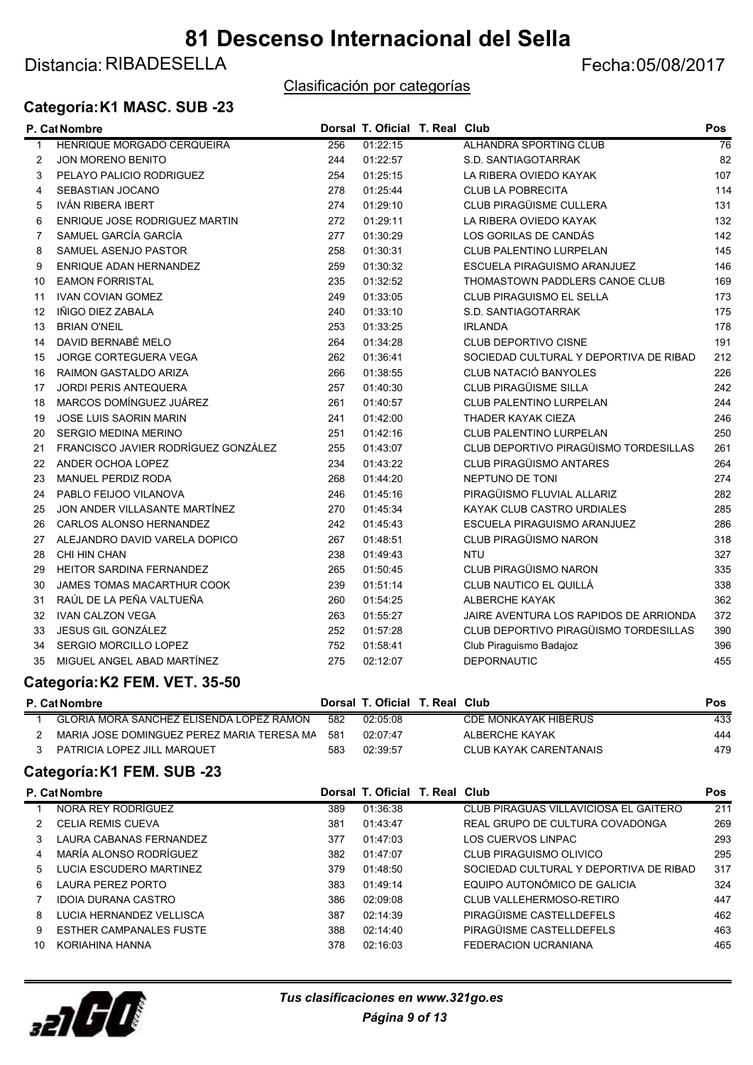# 81 Descenso Internacional del Sella

Distancia: RIBADESELLA

Fecha:05/08/2017

Clasificación por categorías

## Categoría: K1 MASC. SUB -23

| P. Cat | Nombre | Dorsal | T. Oficial | T. Real | Club | Pos |
|---|---|---|---|---|---|---|
| 1 | HENRIQUE MORGADO CERQUEIRA | 256 | 01:22:15 | | ALHANDRA SPORTING CLUB | 76 |
| 2 | JON MORENO BENITO | 244 | 01:22:57 | | S.D. SANTIAGOTARRAK | 82 |
| 3 | PELAYO PALICIO RODRIGUEZ | 254 | 01:25:15 | | LA RIBERA OVIEDO KAYAK | 107 |
| 4 | SEBASTIAN JOCANO | 278 | 01:25:44 | | CLUB LA POBRECITA | 114 |
| 5 | IVÁN RIBERA IBERT | 274 | 01:29:10 | | CLUB PIRAGÜISME CULLERA | 131 |
| 6 | ENRIQUE JOSE RODRIGUEZ MARTIN | 272 | 01:29:11 | | LA RIBERA OVIEDO KAYAK | 132 |
| 7 | SAMUEL GARCÍA GARCÍA | 277 | 01:30:29 | | LOS GORILAS DE CANDÁS | 142 |
| 8 | SAMUEL ASENJO PASTOR | 258 | 01:30:31 | | CLUB PALENTINO LURPELAN | 145 |
| 9 | ENRIQUE ADAN HERNANDEZ | 259 | 01:30:32 | | ESCUELA PIRAGUISMO ARANJUEZ | 146 |
| 10 | EAMON FORRISTAL | 235 | 01:32:52 | | THOMASTOWN PADDLERS CANOE CLUB | 169 |
| 11 | IVAN COVIAN GOMEZ | 249 | 01:33:05 | | CLUB PIRAGUISMO EL SELLA | 173 |
| 12 | IÑIGO DIEZ ZABALA | 240 | 01:33:10 | | S.D. SANTIAGOTARRAK | 175 |
| 13 | BRIAN O'NEIL | 253 | 01:33:25 | | IRLANDA | 178 |
| 14 | DAVID BERNABÉ MELO | 264 | 01:34:28 | | CLUB DEPORTIVO CISNE | 191 |
| 15 | JORGE CORTEGUERA VEGA | 262 | 01:36:41 | | SOCIEDAD CULTURAL Y DEPORTIVA DE RIBAD | 212 |
| 16 | RAIMON GASTALDO ARIZA | 266 | 01:38:55 | | CLUB NATACIÓ BANYOLES | 226 |
| 17 | JORDI PERIS ANTEQUERA | 257 | 01:40:30 | | CLUB PIRAGÜISME SILLA | 242 |
| 18 | MARCOS DOMÍNGUEZ JUÁREZ | 261 | 01:40:57 | | CLUB PALENTINO LURPELAN | 244 |
| 19 | JOSE LUIS SAORIN MARIN | 241 | 01:42:00 | | THADER KAYAK CIEZA | 246 |
| 20 | SERGIO MEDINA MERINO | 251 | 01:42:16 | | CLUB PALENTINO LURPELAN | 250 |
| 21 | FRANCISCO JAVIER RODRÍGUEZ GONZÁLEZ | 255 | 01:43:07 | | CLUB DEPORTIVO PIRAGÜISMO TORDESILLAS | 261 |
| 22 | ANDER OCHOA LOPEZ | 234 | 01:43:22 | | CLUB PIRAGÜISMO ANTARES | 264 |
| 23 | MANUEL PERDIZ RODA | 268 | 01:44:20 | | NEPTUNO DE TONI | 274 |
| 24 | PABLO FEIJOO VILANOVA | 246 | 01:45:16 | | PIRAGÜISMO FLUVIAL ALLARIZ | 282 |
| 25 | JON ANDER VILLASANTE MARTÍNEZ | 270 | 01:45:34 | | KAYAK CLUB CASTRO URDIALES | 285 |
| 26 | CARLOS ALONSO HERNANDEZ | 242 | 01:45:43 | | ESCUELA PIRAGUISMO ARANJUEZ | 286 |
| 27 | ALEJANDRO DAVID VARELA DOPICO | 267 | 01:48:51 | | CLUB PIRAGÜISMO NARON | 318 |
| 28 | CHI HIN CHAN | 238 | 01:49:43 | | NTU | 327 |
| 29 | HEITOR SARDINA FERNANDEZ | 265 | 01:50:45 | | CLUB PIRAGÜISMO NARON | 335 |
| 30 | JAMES TOMAS MACARTHUR COOK | 239 | 01:51:14 | | CLUB NAUTICO EL QUILLÁ | 338 |
| 31 | RAÚL DE LA PEÑA VALTUEÑA | 260 | 01:54:25 | | ALBERCHE KAYAK | 362 |
| 32 | IVAN CALZON VEGA | 263 | 01:55:27 | | JAIRE AVENTURA LOS RAPIDOS DE ARRIONDA | 372 |
| 33 | JESUS GIL GONZÁLEZ | 252 | 01:57:28 | | CLUB DEPORTIVO PIRAGÜISMO TORDESILLAS | 390 |
| 34 | SERGIO MORCILLO LOPEZ | 752 | 01:58:41 | | Club Piraguismo Badajoz | 396 |
| 35 | MIGUEL ANGEL ABAD MARTÍNEZ | 275 | 02:12:07 | | DEPORNAUTIC | 455 |

## Categoría: K2 FEM. VET. 35-50

| P. Cat | Nombre | Dorsal | T. Oficial | T. Real | Club | Pos |
|---|---|---|---|---|---|---|
| 1 | GLORIA MORA SANCHEZ ELISENDA LOPEZ RAMON | 582 | 02:05:08 | | CDE MONKAYAK HIBERUS | 433 |
| 2 | MARIA JOSE DOMINGUEZ PEREZ MARIA TERESA MA | 581 | 02:07:47 | | ALBERCHE KAYAK | 444 |
| 3 | PATRICIA LOPEZ JILL MARQUET | 583 | 02:39:57 | | CLUB KAYAK CARENTANAIS | 479 |

## Categoría: K1 FEM. SUB -23

| P. Cat | Nombre | Dorsal | T. Oficial | T. Real | Club | Pos |
|---|---|---|---|---|---|---|
| 1 | NORA REY RODRÍGUEZ | 389 | 01:36:38 | | CLUB PIRAGUAS VILLAVICIOSA EL GAITERO | 211 |
| 2 | CELIA REMIS CUEVA | 381 | 01:43:47 | | REAL GRUPO DE CULTURA COVADONGA | 269 |
| 3 | LAURA CABANAS FERNANDEZ | 377 | 01:47:03 | | LOS CUERVOS LINPAC | 293 |
| 4 | MARÍA ALONSO RODRÍGUEZ | 382 | 01:47:07 | | CLUB PIRAGUISMO OLIVICO | 295 |
| 5 | LUCIA ESCUDERO MARTINEZ | 379 | 01:48:50 | | SOCIEDAD CULTURAL Y DEPORTIVA DE RIBAD | 317 |
| 6 | LAURA PEREZ PORTO | 383 | 01:49:14 | | EQUIPO AUTONÓMICO DE GALICIA | 324 |
| 7 | IDOIA DURANA CASTRO | 386 | 02:09:08 | | CLUB VALLEHERMOSO-RETIRO | 447 |
| 8 | LUCIA HERNANDEZ VELLISCA | 387 | 02:14:39 | | PIRAGÜISME CASTELLDEFELS | 462 |
| 9 | ESTHER CAMPANALES FUSTE | 388 | 02:14:40 | | PIRAGÜISME CASTELLDEFELS | 463 |
| 10 | KORIAHINA HANNA | 378 | 02:16:03 | | FEDERACION UCRANIANA | 465 |

*Tus clasificaciones en www.321go.es*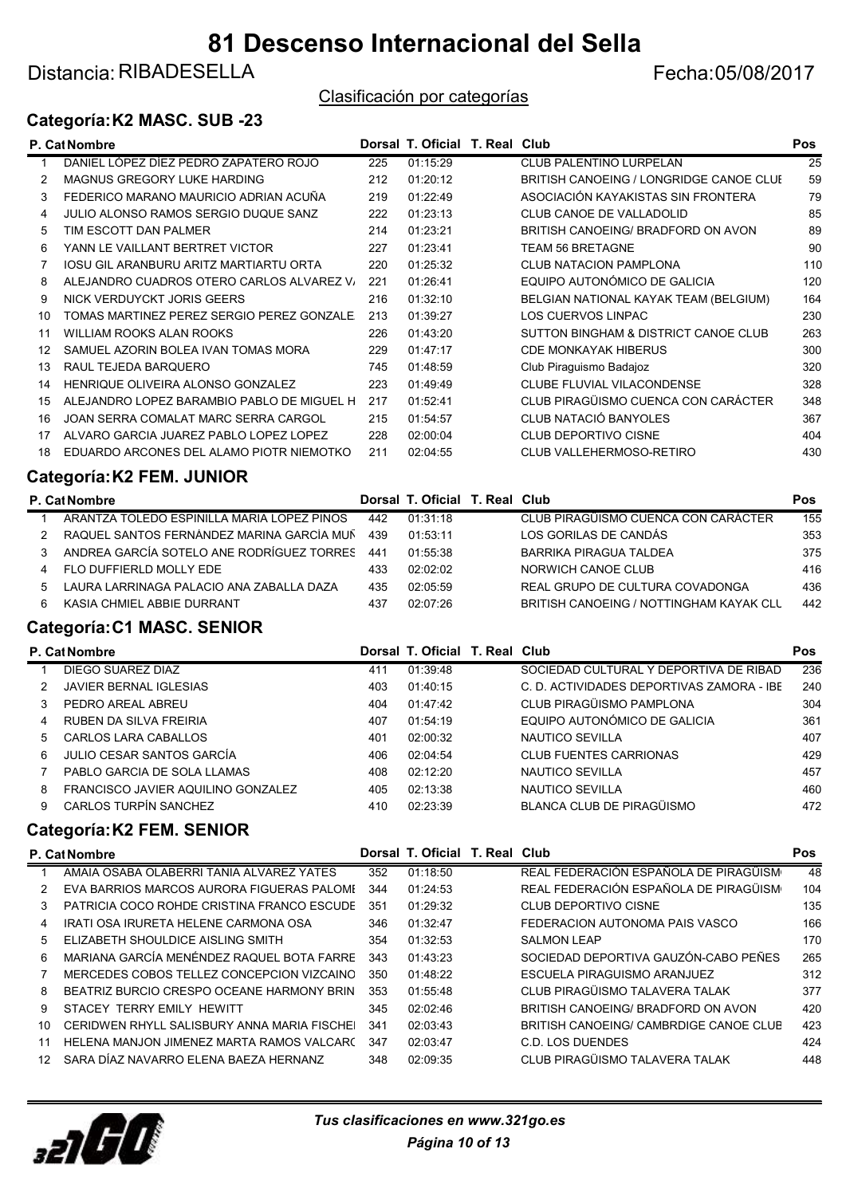# 81 Descenso Internacional del Sella

Distancia: RIBADESELLA

Fecha:05/08/2017

Clasificación por categorías

## Categoría: K2 MASC. SUB -23

| P. Cat | Nombre | Dorsal | T. Oficial | T. Real | Club | Pos |
|---|---|---|---|---|---|---|
| 1 | DANIEL LÓPEZ DÍEZ PEDRO ZAPATERO ROJO | 225 | 01:15:29 | | CLUB PALENTINO LURPELAN | 25 |
| 2 | MAGNUS GREGORY LUKE HARDING | 212 | 01:20:12 | | BRITISH CANOEING / LONGRIDGE CANOE CLUI | 59 |
| 3 | FEDERICO MARANO MAURICIO ADRIAN ACUÑA | 219 | 01:22:49 | | ASOCIACIÓN KAYAKISTAS SIN FRONTERA | 79 |
| 4 | JULIO ALONSO RAMOS SERGIO DUQUE SANZ | 222 | 01:23:13 | | CLUB CANOE DE VALLADOLID | 85 |
| 5 | TIM ESCOTT DAN PALMER | 214 | 01:23:21 | | BRITISH CANOEING/ BRADFORD ON AVON | 89 |
| 6 | YANN LE VAILLANT BERTRET VICTOR | 227 | 01:23:41 | | TEAM 56 BRETAGNE | 90 |
| 7 | IOSU GIL ARANBURU ARITZ MARTIARTU ORTA | 220 | 01:25:32 | | CLUB NATACION PAMPLONA | 110 |
| 8 | ALEJANDRO CUADROS OTERO CARLOS ALVAREZ V/ | 221 | 01:26:41 | | EQUIPO AUTONÓMICO DE GALICIA | 120 |
| 9 | NICK VERDUYCKT JORIS GEERS | 216 | 01:32:10 | | BELGIAN NATIONAL KAYAK TEAM (BELGIUM) | 164 |
| 10 | TOMAS MARTINEZ PEREZ SERGIO PEREZ GONZALE | 213 | 01:39:27 | | LOS CUERVOS LINPAC | 230 |
| 11 | WILLIAM ROOKS ALAN ROOKS | 226 | 01:43:20 | | SUTTON BINGHAM & DISTRICT CANOE CLUB | 263 |
| 12 | SAMUEL AZORIN BOLEA IVAN TOMAS MORA | 229 | 01:47:17 | | CDE MONKAYAK HIBERUS | 300 |
| 13 | RAUL TEJEDA BARQUERO | 745 | 01:48:59 | | Club Piraguismo Badajoz | 320 |
| 14 | HENRIQUE OLIVEIRA ALONSO GONZALEZ | 223 | 01:49:49 | | CLUBE FLUVIAL VILACONDENSE | 328 |
| 15 | ALEJANDRO LOPEZ BARAMBIO PABLO DE MIGUEL H | 217 | 01:52:41 | | CLUB PIRAGÜISMO CUENCA CON CARÁCTER | 348 |
| 16 | JOAN SERRA COMALAT MARC SERRA CARGOL | 215 | 01:54:57 | | CLUB NATACIÓ BANYOLES | 367 |
| 17 | ALVARO GARCIA JUAREZ PABLO LOPEZ LOPEZ | 228 | 02:00:04 | | CLUB DEPORTIVO CISNE | 404 |
| 18 | EDUARDO ARCONES DEL ALAMO PIOTR NIEMOTKO | 211 | 02:04:55 | | CLUB VALLEHERMOSO-RETIRO | 430 |

## Categoría: K2 FEM. JUNIOR

| P. Cat | Nombre | Dorsal | T. Oficial | T. Real | Club | Pos |
|---|---|---|---|---|---|---|
| 1 | ARANTZA TOLEDO ESPINILLA MARIA LOPEZ PINOS | 442 | 01:31:18 | | CLUB PIRAGÜISMO CUENCA CON CARÁCTER | 155 |
| 2 | RAQUEL SANTOS FERNÁNDEZ MARINA GARCÍA MUÑ | 439 | 01:53:11 | | LOS GORILAS DE CANDÁS | 353 |
| 3 | ANDREA GARCÍA SOTELO ANE RODRÍGUEZ TORRES | 441 | 01:55:38 | | BARRIKA PIRAGUA TALDEA | 375 |
| 4 | FLO DUFFIERLD MOLLY EDE | 433 | 02:02:02 | | NORWICH CANOE CLUB | 416 |
| 5 | LAURA LARRINAGA PALACIO ANA ZABALLA DAZA | 435 | 02:05:59 | | REAL GRUPO DE CULTURA COVADONGA | 436 |
| 6 | KASIA CHMIEL ABBIE DURRANT | 437 | 02:07:26 | | BRITISH CANOEING / NOTTINGHAM KAYAK CLU | 442 |

## Categoría: C1 MASC. SENIOR

| P. Cat | Nombre | Dorsal | T. Oficial | T. Real | Club | Pos |
|---|---|---|---|---|---|---|
| 1 | DIEGO SUAREZ DIAZ | 411 | 01:39:48 | | SOCIEDAD CULTURAL Y DEPORTIVA DE RIBAD | 236 |
| 2 | JAVIER BERNAL IGLESIAS | 403 | 01:40:15 | | C. D. ACTIVIDADES DEPORTIVAS ZAMORA - IBE | 240 |
| 3 | PEDRO AREAL ABREU | 404 | 01:47:42 | | CLUB PIRAGÜISMO PAMPLONA | 304 |
| 4 | RUBEN DA SILVA FREIRIA | 407 | 01:54:19 | | EQUIPO AUTONÓMICO DE GALICIA | 361 |
| 5 | CARLOS LARA CABALLOS | 401 | 02:00:32 | | NAUTICO SEVILLA | 407 |
| 6 | JULIO CESAR SANTOS GARCÍA | 406 | 02:04:54 | | CLUB FUENTES CARRIONAS | 429 |
| 7 | PABLO GARCIA DE SOLA LLAMAS | 408 | 02:12:20 | | NAUTICO SEVILLA | 457 |
| 8 | FRANCISCO JAVIER AQUILINO GONZALEZ | 405 | 02:13:38 | | NAUTICO SEVILLA | 460 |
| 9 | CARLOS TURPÍN SANCHEZ | 410 | 02:23:39 | | BLANCA CLUB DE PIRAGÜISMO | 472 |

## Categoría: K2 FEM. SENIOR

| P. Cat | Nombre | Dorsal | T. Oficial | T. Real | Club | Pos |
|---|---|---|---|---|---|---|
| 1 | AMAIA OSABA OLABERRI TANIA ALVAREZ YATES | 352 | 01:18:50 | | REAL FEDERACIÓN ESPAÑOLA DE PIRAGÜISM | 48 |
| 2 | EVA BARRIOS MARCOS AURORA FIGUERAS PALOMI | 344 | 01:24:53 | | REAL FEDERACIÓN ESPAÑOLA DE PIRAGÜISM | 104 |
| 3 | PATRICIA COCO ROHDE CRISTINA FRANCO ESCUDE | 351 | 01:29:32 | | CLUB DEPORTIVO CISNE | 135 |
| 4 | IRATI OSA IRURETA HELENE CARMONA OSA | 346 | 01:32:47 | | FEDERACION AUTONOMA PAIS VASCO | 166 |
| 5 | ELIZABETH SHOULDICE AISLING SMITH | 354 | 01:32:53 | | SALMON LEAP | 170 |
| 6 | MARIANA GARCÍA MENÉNDEZ RAQUEL BOTA FARRE | 343 | 01:43:23 | | SOCIEDAD DEPORTIVA GAUZÓN-CABO PEÑES | 265 |
| 7 | MERCEDES COBOS TELLEZ CONCEPCION VIZCAINO | 350 | 01:48:22 | | ESCUELA PIRAGUISMO ARANJUEZ | 312 |
| 8 | BEATRIZ BURCIO CRESPO OCEANE HARMONY BRIN | 353 | 01:55:48 | | CLUB PIRAGÜISMO TALAVERA TALAK | 377 |
| 9 | STACEY TERRY EMILY HEWITT | 345 | 02:02:46 | | BRITISH CANOEING/ BRADFORD ON AVON | 420 |
| 10 | CERIDWEN RHYLL SALISBURY ANNA MARIA FISCHEI | 341 | 02:03:43 | | BRITISH CANOEING/ CAMBRDIGE CANOE CLUB | 423 |
| 11 | HELENA MANJON JIMENEZ MARTA RAMOS VALCARC | 347 | 02:03:47 | | C.D. LOS DUENDES | 424 |
| 12 | SARA DÍAZ NAVARRO ELENA BAEZA HERNANZ | 348 | 02:09:35 | | CLUB PIRAGÜISMO TALAVERA TALAK | 448 |

*Tus clasificaciones en www.321go.es*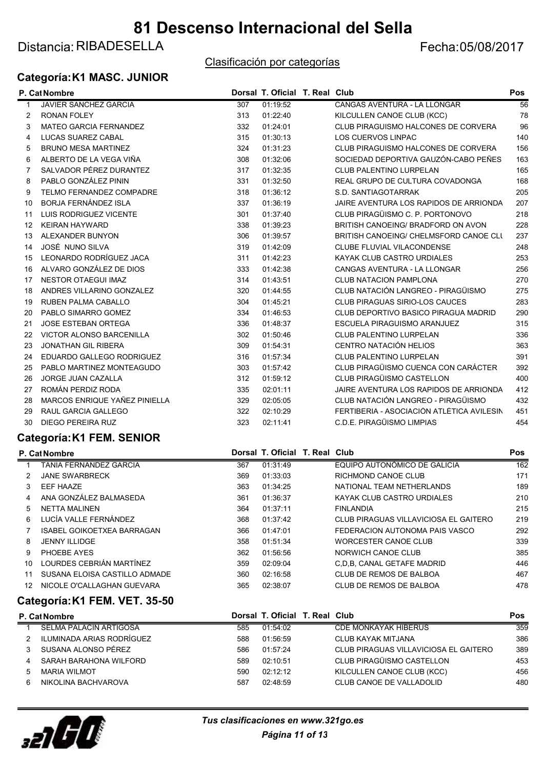# 81 Descenso Internacional del Sella

Distancia: RIBADESELLA

Fecha:05/08/2017

Clasificación por categorías

## Categoría: K1 MASC. JUNIOR

| P. Cat | Nombre | Dorsal | T. Oficial | T. Real | Club | Pos |
|---|---|---|---|---|---|---|
| 1 | JAVIER SANCHEZ GARCIA | 307 | 01:19:52 | | CANGAS AVENTURA - LA LLONGAR | 56 |
| 2 | RONAN FOLEY | 313 | 01:22:40 | | KILCULLEN CANOE CLUB (KCC) | 78 |
| 3 | MATEO GARCIA FERNANDEZ | 332 | 01:24:01 | | CLUB PIRAGUISMO HALCONES DE CORVERA | 96 |
| 4 | LUCAS SUAREZ CABAL | 315 | 01:30:13 | | LOS CUERVOS LINPAC | 140 |
| 5 | BRUNO MESA MARTINEZ | 324 | 01:31:23 | | CLUB PIRAGUISMO HALCONES DE CORVERA | 156 |
| 6 | ALBERTO DE LA VEGA VIÑA | 308 | 01:32:06 | | SOCIEDAD DEPORTIVA GAUZÓN-CABO PEÑES | 163 |
| 7 | SALVADOR PÉREZ DURANTEZ | 317 | 01:32:35 | | CLUB PALENTINO LURPELAN | 165 |
| 8 | PABLO GONZÁLEZ PININ | 331 | 01:32:50 | | REAL GRUPO DE CULTURA COVADONGA | 168 |
| 9 | TELMO FERNANDEZ COMPADRE | 318 | 01:36:12 | | S.D. SANTIAGOTARRAK | 205 |
| 10 | BORJA FERNÁNDEZ ISLA | 337 | 01:36:19 | | JAIRE AVENTURA LOS RAPIDOS DE ARRIONDA | 207 |
| 11 | LUIS RODRIGUEZ VICENTE | 301 | 01:37:40 | | CLUB PIRAGÜISMO C. P. PORTONOVO | 218 |
| 12 | KEIRAN HAYWARD | 338 | 01:39:23 | | BRITISH CANOEING/ BRADFORD ON AVON | 228 |
| 13 | ALEXANDER BUNYON | 306 | 01:39:57 | | BRITISH CANOEING/ CHELMSFORD CANOE CLU | 237 |
| 14 | JOSÉ NUNO SILVA | 319 | 01:42:09 | | CLUBE FLUVIAL VILACONDENSE | 248 |
| 15 | LEONARDO RODRÍGUEZ JACA | 311 | 01:42:23 | | KAYAK CLUB CASTRO URDIALES | 253 |
| 16 | ALVARO GONZÁLEZ DE DIOS | 333 | 01:42:38 | | CANGAS AVENTURA - LA LLONGAR | 256 |
| 17 | NESTOR OTAEGUI IMAZ | 314 | 01:43:51 | | CLUB NATACION PAMPLONA | 270 |
| 18 | ANDRES VILLARINO GONZALEZ | 320 | 01:44:55 | | CLUB NATACIÓN LANGREO - PIRAGÜISMO | 275 |
| 19 | RUBEN PALMA CABALLO | 304 | 01:45:21 | | CLUB PIRAGUAS SIRIO-LOS CAUCES | 283 |
| 20 | PABLO SIMARRO GOMEZ | 334 | 01:46:53 | | CLUB DEPORTIVO BASICO PIRAGUA MADRID | 290 |
| 21 | JOSE ESTEBAN ORTEGA | 336 | 01:48:37 | | ESCUELA PIRAGUISMO ARANJUEZ | 315 |
| 22 | VICTOR ALONSO BARCENILLA | 302 | 01:50:46 | | CLUB PALENTINO LURPELAN | 336 |
| 23 | JONATHAN GIL RIBERA | 309 | 01:54:31 | | CENTRO NATACIÓN HELIOS | 363 |
| 24 | EDUARDO GALLEGO RODRIGUEZ | 316 | 01:57:34 | | CLUB PALENTINO LURPELAN | 391 |
| 25 | PABLO MARTINEZ MONTEAGUDO | 303 | 01:57:42 | | CLUB PIRAGÜISMO CUENCA CON CARÁCTER | 392 |
| 26 | JORGE JUAN CAZALLA | 312 | 01:59:12 | | CLUB PIRAGÜISMO CASTELLON | 400 |
| 27 | ROMÁN PERDIZ RODA | 335 | 02:01:11 | | JAIRE AVENTURA LOS RAPIDOS DE ARRIONDA | 412 |
| 28 | MARCOS ENRIQUE YAÑEZ PINIELLA | 329 | 02:05:05 | | CLUB NATACIÓN LANGREO - PIRAGÜISMO | 432 |
| 29 | RAUL GARCIA GALLEGO | 322 | 02:10:29 | | FERTIBERIA - ASOCIACIÓN ATLÉTICA AVILESIN | 451 |
| 30 | DIEGO PEREIRA RUZ | 323 | 02:11:41 | | C.D.E. PIRAGÜISMO LIMPIAS | 454 |

## Categoría: K1 FEM. SENIOR

| P. Cat | Nombre | Dorsal | T. Oficial | T. Real | Club | Pos |
|---|---|---|---|---|---|---|
| 1 | TANIA FERNANDEZ GARCIA | 367 | 01:31:49 | | EQUIPO AUTONÓMICO DE GALICIA | 162 |
| 2 | JANE SWARBRECK | 369 | 01:33:03 | | RICHMOND CANOE CLUB | 171 |
| 3 | EEF HAAZE | 363 | 01:34:25 | | NATIONAL TEAM NETHERLANDS | 189 |
| 4 | ANA GONZÁLEZ BALMASEDA | 361 | 01:36:37 | | KAYAK CLUB CASTRO URDIALES | 210 |
| 5 | NETTA MALINEN | 364 | 01:37:11 | | FINLANDIA | 215 |
| 6 | LUCÍA VALLE FERNÁNDEZ | 368 | 01:37:42 | | CLUB PIRAGUAS VILLAVICIOSA EL GAITERO | 219 |
| 7 | ISABEL GOIKOETXEA BARRAGAN | 366 | 01:47:01 | | FEDERACION AUTONOMA PAIS VASCO | 292 |
| 8 | JENNY ILLIDGE | 358 | 01:51:34 | | WORCESTER CANOE CLUB | 339 |
| 9 | PHOEBE AYES | 362 | 01:56:56 | | NORWICH CANOE CLUB | 385 |
| 10 | LOURDES CEBRIÁN MARTÍNEZ | 359 | 02:09:04 | | C,D,B, CANAL GETAFE MADRID | 446 |
| 11 | SUSANA ELOISA CASTILLO ADMADE | 360 | 02:16:58 | | CLUB DE REMOS DE BALBOA | 467 |
| 12 | NICOLE O'CALLAGHAN GUEVARA | 365 | 02:38:07 | | CLUB DE REMOS DE BALBOA | 478 |

## Categoría: K1 FEM. VET. 35-50

| P. Cat | Nombre | Dorsal | T. Oficial | T. Real | Club | Pos |
|---|---|---|---|---|---|---|
| 1 | SELMA PALACIN ARTIGOSA | 585 | 01:54:02 | | CDE MONKAYAK HIBERUS | 359 |
| 2 | ILUMINADA ARIAS RODRÍGUEZ | 588 | 01:56:59 | | CLUB KAYAK MITJANA | 386 |
| 3 | SUSANA ALONSO PÉREZ | 586 | 01:57:24 | | CLUB PIRAGUAS VILLAVICIOSA EL GAITERO | 389 |
| 4 | SARAH BARAHONA WILFORD | 589 | 02:10:51 | | CLUB PIRAGÜISMO CASTELLON | 453 |
| 5 | MARIA WILMOT | 590 | 02:12:12 | | KILCULLEN CANOE CLUB (KCC) | 456 |
| 6 | NIKOLINA BACHVAROVA | 587 | 02:48:59 | | CLUB CANOE DE VALLADOLID | 480 |

*Tus clasificaciones en www.321go.es*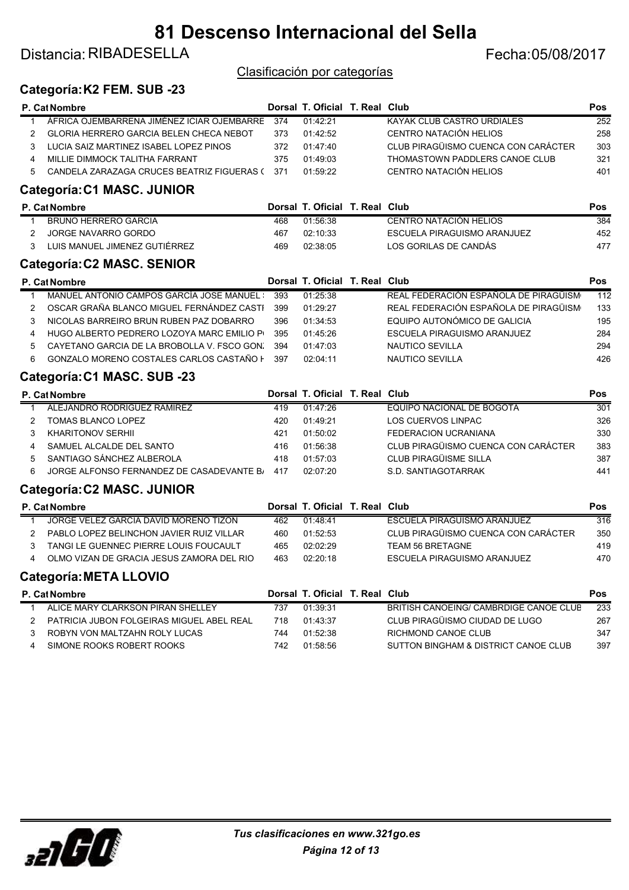# 81 Descenso Internacional del Sella

Distancia: RIBADESELLA

Fecha:05/08/2017

Clasificación por categorías

## Categoría: K2 FEM. SUB -23

| P. Cat | Nombre | Dorsal | T. Oficial | T. Real | Club | Pos |
|---|---|---|---|---|---|---|
| 1 | ÁFRICA OJEMBARRENA JIMÉNEZ ICIAR OJEMBARRE | 374 | 01:42:21 | | KAYAK CLUB CASTRO URDIALES | 252 |
| 2 | GLORIA HERRERO GARCIA BELEN CHECA NEBOT | 373 | 01:42:52 | | CENTRO NATACIÓN HELIOS | 258 |
| 3 | LUCIA SAIZ MARTINEZ ISABEL LOPEZ PINOS | 372 | 01:47:40 | | CLUB PIRAGÜISMO CUENCA CON CARÁCTER | 303 |
| 4 | MILLIE DIMMOCK TALITHA FARRANT | 375 | 01:49:03 | | THOMASTOWN PADDLERS CANOE CLUB | 321 |
| 5 | CANDELA ZARAZAGA CRUCES BEATRIZ FIGUERAS ( | 371 | 01:59:22 | | CENTRO NATACIÓN HELIOS | 401 |

## Categoría: C1 MASC. JUNIOR

| P. Cat | Nombre | Dorsal | T. Oficial | T. Real | Club | Pos |
|---|---|---|---|---|---|---|
| 1 | BRUNO HERRERO GARCIA | 468 | 01:56:38 | | CENTRO NATACIÓN HELIOS | 384 |
| 2 | JORGE NAVARRO GORDO | 467 | 02:10:33 | | ESCUELA PIRAGUISMO ARANJUEZ | 452 |
| 3 | LUIS MANUEL JIMENEZ GUTIÉRREZ | 469 | 02:38:05 | | LOS GORILAS DE CANDÁS | 477 |

## Categoría: C2 MASC. SENIOR

| P. Cat | Nombre | Dorsal | T. Oficial | T. Real | Club | Pos |
|---|---|---|---|---|---|---|
| 1 | MANUEL ANTONIO CAMPOS GARCIA JOSE MANUEL : | 393 | 01:25:38 | | REAL FEDERACIÓN ESPAÑOLA DE PIRAGÜISM | 112 |
| 2 | OSCAR GRAÑA BLANCO MIGUEL FERNÁNDEZ CASTI | 399 | 01:29:27 | | REAL FEDERACIÓN ESPAÑOLA DE PIRAGÜISM | 133 |
| 3 | NICOLAS BARREIRO BRUN RUBEN PAZ DOBARRO | 396 | 01:34:53 | | EQUIPO AUTONÓMICO DE GALICIA | 195 |
| 4 | HUGO ALBERTO PEDRERO LOZOYA MARC EMILIO P | 395 | 01:45:26 | | ESCUELA PIRAGUISMO ARANJUEZ | 284 |
| 5 | CAYETANO GARCIA DE LA BROBOLLA V. FSCO GON. | 394 | 01:47:03 | | NAUTICO SEVILLA | 294 |
| 6 | GONZALO MORENO COSTALES CARLOS CASTAÑO H | 397 | 02:04:11 | | NAUTICO SEVILLA | 426 |

## Categoría: C1 MASC. SUB -23

| P. Cat | Nombre | Dorsal | T. Oficial | T. Real | Club | Pos |
|---|---|---|---|---|---|---|
| 1 | ALEJANDRO RODRIGUEZ RAMIREZ | 419 | 01:47:26 | | EQUIPO NACIONAL DE BOGOTA | 301 |
| 2 | TOMAS BLANCO LOPEZ | 420 | 01:49:21 | | LOS CUERVOS LINPAC | 326 |
| 3 | KHARITONOV SERHII | 421 | 01:50:02 | | FEDERACION UCRANIANA | 330 |
| 4 | SAMUEL ALCALDE DEL SANTO | 416 | 01:56:38 | | CLUB PIRAGÜISMO CUENCA CON CARÁCTER | 383 |
| 5 | SANTIAGO SÁNCHEZ ALBEROLA | 418 | 01:57:03 | | CLUB PIRAGÜISME SILLA | 387 |
| 6 | JORGE ALFONSO FERNANDEZ DE CASADEVANTE B/ | 417 | 02:07:20 | | S.D. SANTIAGOTARRAK | 441 |

## Categoría: C2 MASC. JUNIOR

| P. Cat | Nombre | Dorsal | T. Oficial | T. Real | Club | Pos |
|---|---|---|---|---|---|---|
| 1 | JORGE VELEZ GARCIA DAVID MORENO TIZON | 462 | 01:48:41 | | ESCUELA PIRAGUISMO ARANJUEZ | 316 |
| 2 | PABLO LOPEZ BELINCHON JAVIER RUIZ VILLAR | 460 | 01:52:53 | | CLUB PIRAGÜISMO CUENCA CON CARÁCTER | 350 |
| 3 | TANGI LE GUENNEC PIERRE LOUIS FOUCAULT | 465 | 02:02:29 | | TEAM 56 BRETAGNE | 419 |
| 4 | OLMO VIZAN DE GRACIA JESUS ZAMORA DEL RIO | 463 | 02:20:18 | | ESCUELA PIRAGUISMO ARANJUEZ | 470 |

## Categoría: META LLOVIO

| P. Cat | Nombre | Dorsal | T. Oficial | T. Real | Club | Pos |
|---|---|---|---|---|---|---|
| 1 | ALICE MARY CLARKSON PIRAN SHELLEY | 737 | 01:39:31 | | BRITISH CANOEING/ CAMBRDIGE CANOE CLUB | 233 |
| 2 | PATRICIA JUBON FOLGEIRAS MIGUEL ABEL REAL | 718 | 01:43:37 | | CLUB PIRAGÜISMO CIUDAD DE LUGO | 267 |
| 3 | ROBYN VON MALTZAHN ROLY LUCAS | 744 | 01:52:38 | | RICHMOND CANOE CLUB | 347 |
| 4 | SIMONE ROOKS ROBERT ROOKS | 742 | 01:58:56 | | SUTTON BINGHAM & DISTRICT CANOE CLUB | 397 |

*Tus clasificaciones en www.321go.es*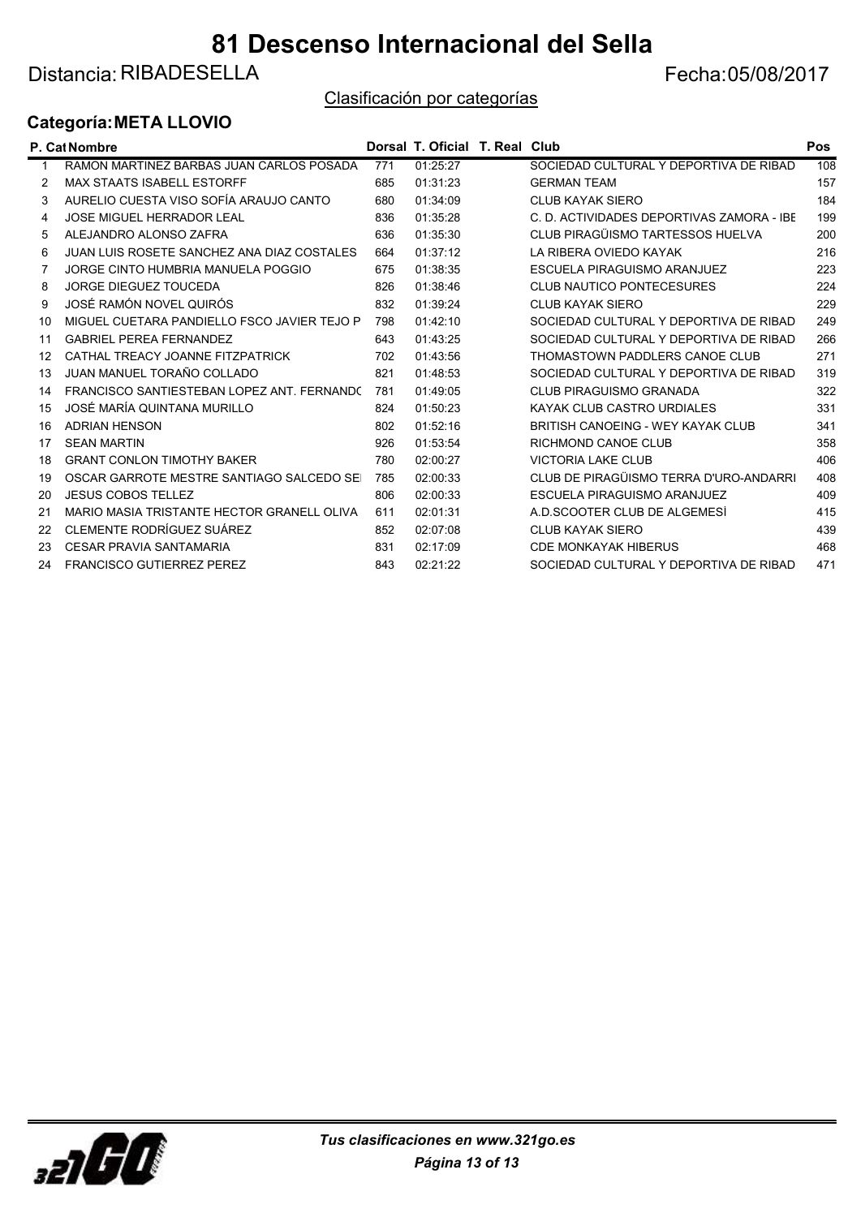# 81 Descenso Internacional del Sella

Distancia: RIBADESELLA

Fecha:05/08/2017

Clasificación por categorías

### Categoría: META LLOVIO

| P. Cat | Nombre | Dorsal | T. Oficial | T. Real | Club | Pos |
|---|---|---|---|---|---|---|
| 1 | RAMON MARTINEZ BARBAS JUAN CARLOS POSADA | 771 | 01:25:27 | | SOCIEDAD CULTURAL Y DEPORTIVA DE RIBAD | 108 |
| 2 | MAX STAATS ISABELL ESTORFF | 685 | 01:31:23 | | GERMAN TEAM | 157 |
| 3 | AURELIO CUESTA VISO SOFÍA ARAUJO CANTO | 680 | 01:34:09 | | CLUB KAYAK SIERO | 184 |
| 4 | JOSE MIGUEL HERRADOR LEAL | 836 | 01:35:28 | | C. D. ACTIVIDADES DEPORTIVAS ZAMORA - IBE | 199 |
| 5 | ALEJANDRO ALONSO ZAFRA | 636 | 01:35:30 | | CLUB PIRAGÜISMO TARTESSOS HUELVA | 200 |
| 6 | JUAN LUIS ROSETE SANCHEZ ANA DIAZ COSTALES | 664 | 01:37:12 | | LA RIBERA OVIEDO KAYAK | 216 |
| 7 | JORGE CINTO HUMBRIA MANUELA POGGIO | 675 | 01:38:35 | | ESCUELA PIRAGUISMO ARANJUEZ | 223 |
| 8 | JORGE DIEGUEZ TOUCEDA | 826 | 01:38:46 | | CLUB NAUTICO PONTECESURES | 224 |
| 9 | JOSÉ RAMÓN NOVEL QUIRÓS | 832 | 01:39:24 | | CLUB KAYAK SIERO | 229 |
| 10 | MIGUEL CUETARA PANDIELLO FSCO JAVIER TEJO P | 798 | 01:42:10 | | SOCIEDAD CULTURAL Y DEPORTIVA DE RIBAD | 249 |
| 11 | GABRIEL PEREA FERNANDEZ | 643 | 01:43:25 | | SOCIEDAD CULTURAL Y DEPORTIVA DE RIBAD | 266 |
| 12 | CATHAL TREACY JOANNE FITZPATRICK | 702 | 01:43:56 | | THOMASTOWN PADDLERS CANOE CLUB | 271 |
| 13 | JUAN MANUEL TORAÑO COLLADO | 821 | 01:48:53 | | SOCIEDAD CULTURAL Y DEPORTIVA DE RIBAD | 319 |
| 14 | FRANCISCO SANTIESTEBAN LOPEZ ANT. FERNANDO | 781 | 01:49:05 | | CLUB PIRAGUISMO GRANADA | 322 |
| 15 | JOSÉ MARÍA QUINTANA MURILLO | 824 | 01:50:23 | | KAYAK CLUB CASTRO URDIALES | 331 |
| 16 | ADRIAN HENSON | 802 | 01:52:16 | | BRITISH CANOEING - WEY KAYAK CLUB | 341 |
| 17 | SEAN MARTIN | 926 | 01:53:54 | | RICHMOND CANOE CLUB | 358 |
| 18 | GRANT CONLON TIMOTHY BAKER | 780 | 02:00:27 | | VICTORIA LAKE CLUB | 406 |
| 19 | OSCAR GARROTE MESTRE SANTIAGO SALCEDO SE | 785 | 02:00:33 | | CLUB DE PIRAGÜISMO TERRA D'URO-ANDARRI | 408 |
| 20 | JESUS COBOS TELLEZ | 806 | 02:00:33 | | ESCUELA PIRAGUISMO ARANJUEZ | 409 |
| 21 | MARIO MASIA TRISTANTE HECTOR GRANELL OLIVA | 611 | 02:01:31 | | A.D.SCOOTER CLUB DE ALGEMESÍ | 415 |
| 22 | CLEMENTE RODRÍGUEZ SUÁREZ | 852 | 02:07:08 | | CLUB KAYAK SIERO | 439 |
| 23 | CESAR PRAVIA SANTAMARIA | 831 | 02:17:09 | | CDE MONKAYAK HIBERUS | 468 |
| 24 | FRANCISCO GUTIERREZ PEREZ | 843 | 02:21:22 | | SOCIEDAD CULTURAL Y DEPORTIVA DE RIBAD | 471 |

*Tus clasificaciones en www.321go.es*